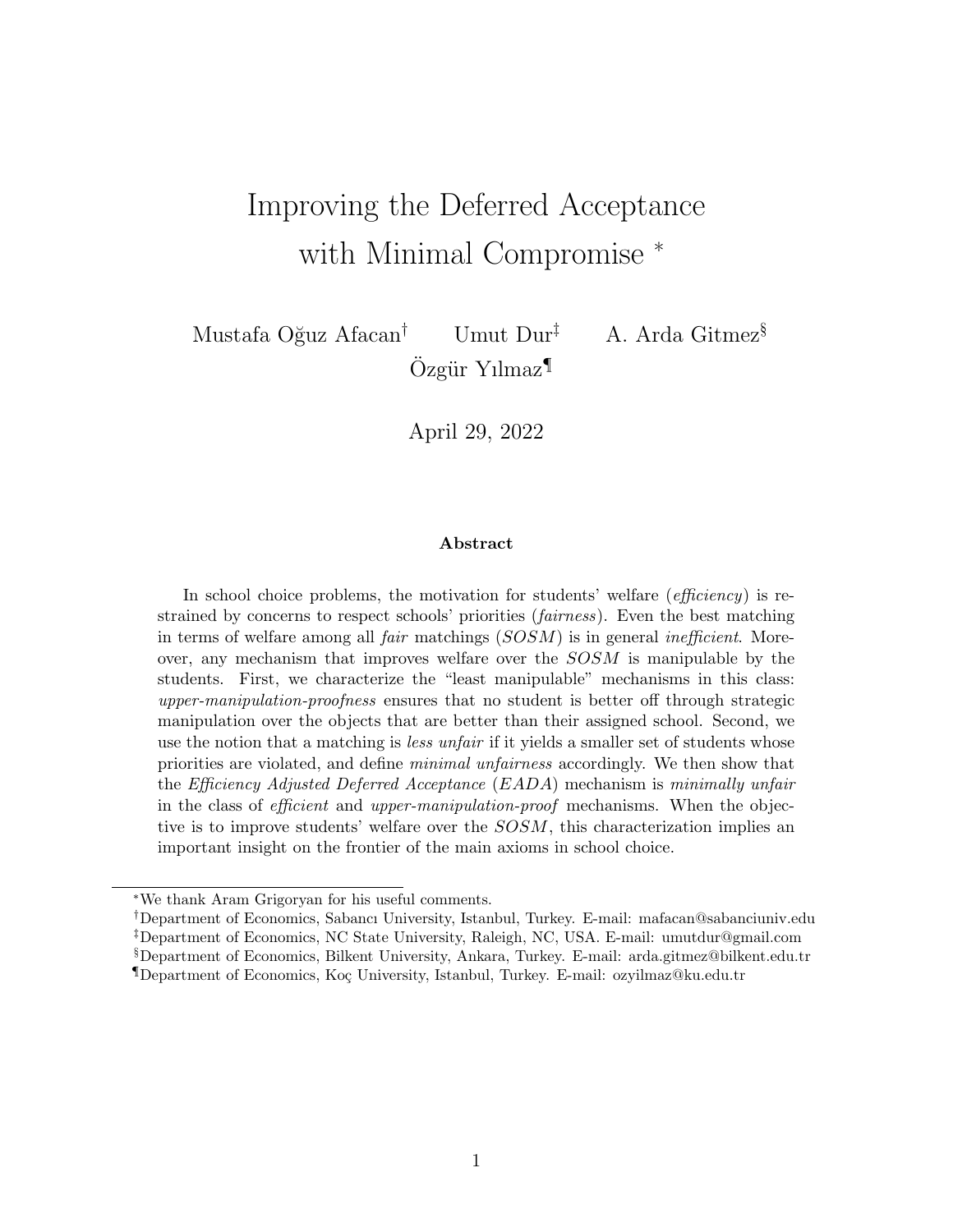# Improving the Deferred Acceptance with Minimal Compromise *

Mustafa Oğuz Afacan[†] Umut Dur[‡] A. Arda Gitmez[§]

Özgür Yılmaz[¶]

April 29, 2022

### Abstract

In school choice problems, the motivation for students' welfare (*efficiency*) is restrained by concerns to respect schools' priorities (*fairness*). Even the best matching in terms of welfare among all *fair* matchings (*SOSM*) is in general *inefficient*. Moreover, any mechanism that improves welfare over the *SOSM* is manipulable by the students. First, we characterize the "least manipulable" mechanisms in this class: *upper-manipulation-proofness* ensures that no student is better off through strategic manipulation over the objects that are better than their assigned school. Second, we use the notion that a matching is *less unfair* if it yields a smaller set of students whose priorities are violated, and define *minimal unfairness* accordingly. We then show that the *Efficiency Adjusted Deferred Acceptance* (*EADA*) mechanism is *minimally unfair* in the class of *efficient* and *upper-manipulation-proof* mechanisms. When the objective is to improve students' welfare over the *SOSM*, this characterization implies an important insight on the frontier of the main axioms in school choice.

---

*We thank Aram Grigoryan for his useful comments.

[†]Department of Economics, Sabancı University, Istanbul, Turkey. E-mail: mafacan@sabanciuniv.edu

[‡]Department of Economics, NC State University, Raleigh, NC, USA. E-mail: umutdur@gmail.com

[§]Department of Economics, Bilkent University, Ankara, Turkey. E-mail: arda.gitmez@bilkent.edu.tr

[¶]Department of Economics, Koç University, Istanbul, Turkey. E-mail: ozyilmaz@ku.edu.tr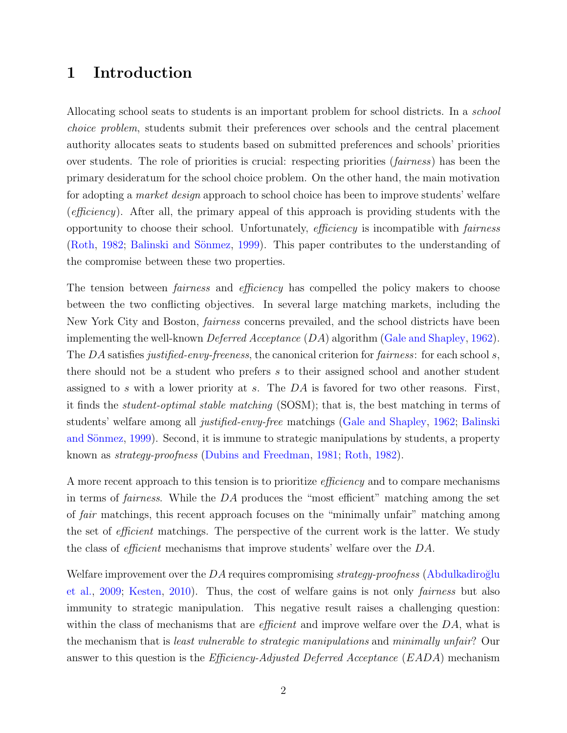# 1 Introduction

Allocating school seats to students is an important problem for school districts. In a *school choice problem*, students submit their preferences over schools and the central placement authority allocates seats to students based on submitted preferences and schools' priorities over students. The role of priorities is crucial: respecting priorities (*fairness*) has been the primary desideratum for the school choice problem. On the other hand, the main motivation for adopting a *market design* approach to school choice has been to improve students' welfare (*efficiency*). After all, the primary appeal of this approach is providing students with the opportunity to choose their school. Unfortunately, *efficiency* is incompatible with *fairness* (Roth, 1982; Balinski and Sönmez, 1999). This paper contributes to the understanding of the compromise between these two properties.

The tension between *fairness* and *efficiency* has compelled the policy makers to choose between the two conflicting objectives. In several large matching markets, including the New York City and Boston, *fairness* concerns prevailed, and the school districts have been implementing the well-known *Deferred Acceptance* (*DA*) algorithm (Gale and Shapley, 1962). The *DA* satisfies *justified-envy-freeness*, the canonical criterion for *fairness*: for each school $s$, there should not be a student who prefers $s$ to their assigned school and another student assigned to $s$ with a lower priority at $s$. The *DA* is favored for two other reasons. First, it finds the *student-optimal stable matching* (SOSM); that is, the best matching in terms of students' welfare among all *justified-envy-free* matchings (Gale and Shapley, 1962; Balinski and Sönmez, 1999). Second, it is immune to strategic manipulations by students, a property known as *strategy-proofness* (Dubins and Freedman, 1981; Roth, 1982).

A more recent approach to this tension is to prioritize *efficiency* and to compare mechanisms in terms of *fairness*. While the *DA* produces the "most efficient" matching among the set of *fair* matchings, this recent approach focuses on the "minimally unfair" matching among the set of *efficient* matchings. The perspective of the current work is the latter. We study the class of *efficient* mechanisms that improve students' welfare over the *DA*.

Welfare improvement over the *DA* requires compromising *strategy-proofness* (Abdulkadiroğlu et al., 2009; Kesten, 2010). Thus, the cost of welfare gains is not only *fairness* but also immunity to strategic manipulation. This negative result raises a challenging question: within the class of mechanisms that are *efficient* and improve welfare over the *DA*, what is the mechanism that is *least vulnerable to strategic manipulations* and *minimally unfair*? Our answer to this question is the *Efficiency-Adjusted Deferred Acceptance* (*EADA*) mechanism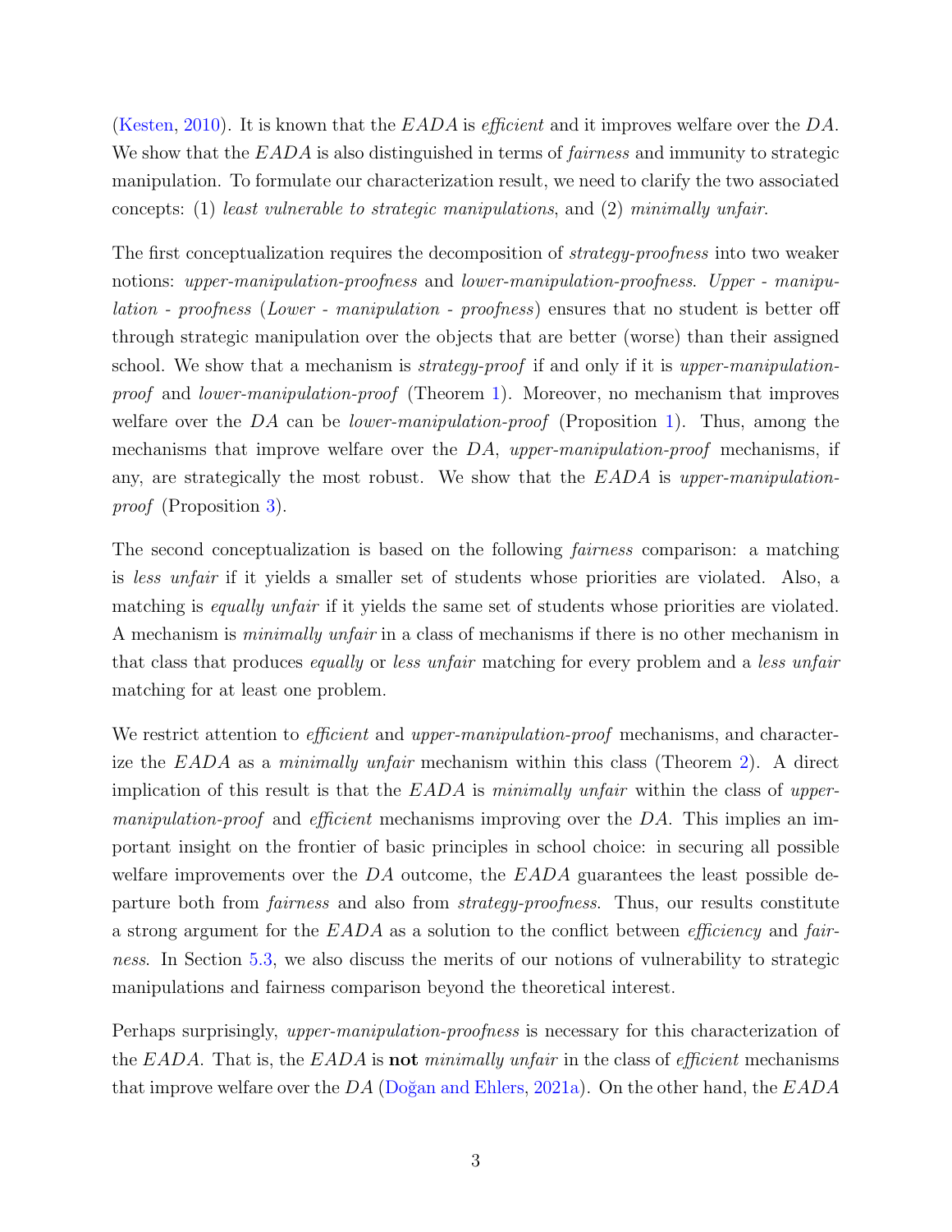(Kesten, 2010). It is known that the *EADA* is *efficient* and it improves welfare over the *DA*. We show that the *EADA* is also distinguished in terms of *fairness* and immunity to strategic manipulation. To formulate our characterization result, we need to clarify the two associated concepts: (1) *least vulnerable to strategic manipulations*, and (2) *minimally unfair*.

The first conceptualization requires the decomposition of *strategy-proofness* into two weaker notions: *upper-manipulation-proofness* and *lower-manipulation-proofness*. *Upper - manipulation - proofness* (*Lower - manipulation - proofness*) ensures that no student is better off through strategic manipulation over the objects that are better (worse) than their assigned school. We show that a mechanism is *strategy-proof* if and only if it is *upper-manipulation-proof* and *lower-manipulation-proof* (Theorem 1). Moreover, no mechanism that improves welfare over the *DA* can be *lower-manipulation-proof* (Proposition 1). Thus, among the mechanisms that improve welfare over the *DA*, *upper-manipulation-proof* mechanisms, if any, are strategically the most robust. We show that the *EADA* is *upper-manipulation-proof* (Proposition 3).

The second conceptualization is based on the following *fairness* comparison: a matching is *less unfair* if it yields a smaller set of students whose priorities are violated. Also, a matching is *equally unfair* if it yields the same set of students whose priorities are violated. A mechanism is *minimally unfair* in a class of mechanisms if there is no other mechanism in that class that produces *equally* or *less unfair* matching for every problem and a *less unfair* matching for at least one problem.

We restrict attention to *efficient* and *upper-manipulation-proof* mechanisms, and characterize the *EADA* as a *minimally unfair* mechanism within this class (Theorem 2). A direct implication of this result is that the *EADA* is *minimally unfair* within the class of *upper-manipulation-proof* and *efficient* mechanisms improving over the *DA*. This implies an important insight on the frontier of basic principles in school choice: in securing all possible welfare improvements over the *DA* outcome, the *EADA* guarantees the least possible departure both from *fairness* and also from *strategy-proofness*. Thus, our results constitute a strong argument for the *EADA* as a solution to the conflict between *efficiency* and *fairness*. In Section 5.3, we also discuss the merits of our notions of vulnerability to strategic manipulations and fairness comparison beyond the theoretical interest.

Perhaps surprisingly, *upper-manipulation-proofness* is necessary for this characterization of the *EADA*. That is, the *EADA* is **not** *minimally unfair* in the class of *efficient* mechanisms that improve welfare over the *DA* (Doğan and Ehlers, 2021a). On the other hand, the *EADA*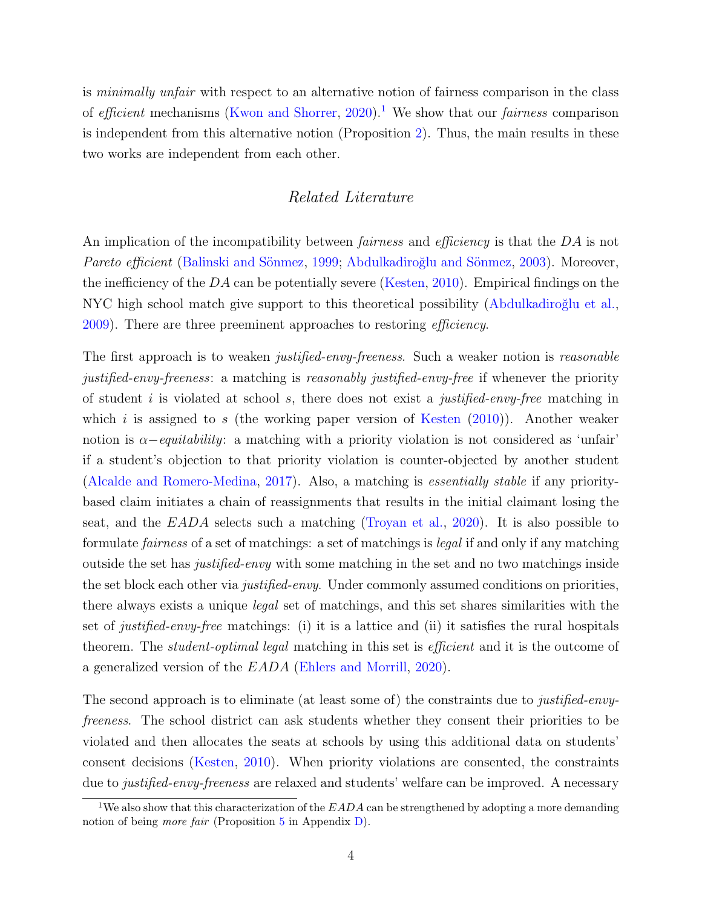is *minimally unfair* with respect to an alternative notion of fairness comparison in the class of *efficient* mechanisms (Kwon and Shorrer, 2020).[1] We show that our *fairness* comparison is independent from this alternative notion (Proposition 2). Thus, the main results in these two works are independent from each other.

## *Related Literature*

An implication of the incompatibility between *fairness* and *efficiency* is that the $DA$ is not *Pareto efficient* (Balinski and Sönmez, 1999; Abdulkadiroğlu and Sönmez, 2003). Moreover, the inefficiency of the $DA$ can be potentially severe (Kesten, 2010). Empirical findings on the NYC high school match give support to this theoretical possibility (Abdulkadiroğlu et al., 2009). There are three preeminent approaches to restoring *efficiency*.

The first approach is to weaken *justified-envy-freeness*. Such a weaker notion is *reasonable justified-envy-freeness*: a matching is *reasonably justified-envy-free* if whenever the priority of student $i$ is violated at school $s$, there does not exist a *justified-envy-free* matching in which $i$ is assigned to $s$ (the working paper version of Kesten (2010)). Another weaker notion is $\alpha-$*equitability*: a matching with a priority violation is not considered as 'unfair' if a student's objection to that priority violation is counter-objected by another student (Alcalde and Romero-Medina, 2017). Also, a matching is *essentially stable* if any priority-based claim initiates a chain of reassignments that results in the initial claimant losing the seat, and the $EADA$ selects such a matching (Troyan et al., 2020). It is also possible to formulate *fairness* of a set of matchings: a set of matchings is *legal* if and only if any matching outside the set has *justified-envy* with some matching in the set and no two matchings inside the set block each other via *justified-envy*. Under commonly assumed conditions on priorities, there always exists a unique *legal* set of matchings, and this set shares similarities with the set of *justified-envy-free* matchings: (i) it is a lattice and (ii) it satisfies the rural hospitals theorem. The *student-optimal legal* matching in this set is *efficient* and it is the outcome of a generalized version of the $EADA$ (Ehlers and Morrill, 2020).

The second approach is to eliminate (at least some of) the constraints due to *justified-envy-freeness*. The school district can ask students whether they consent their priorities to be violated and then allocates the seats at schools by using this additional data on students' consent decisions (Kesten, 2010). When priority violations are consented, the constraints due to *justified-envy-freeness* are relaxed and students' welfare can be improved. A necessary

[1] We also show that this characterization of the $EADA$ can be strengthened by adopting a more demanding notion of being *more fair* (Proposition 5 in Appendix D).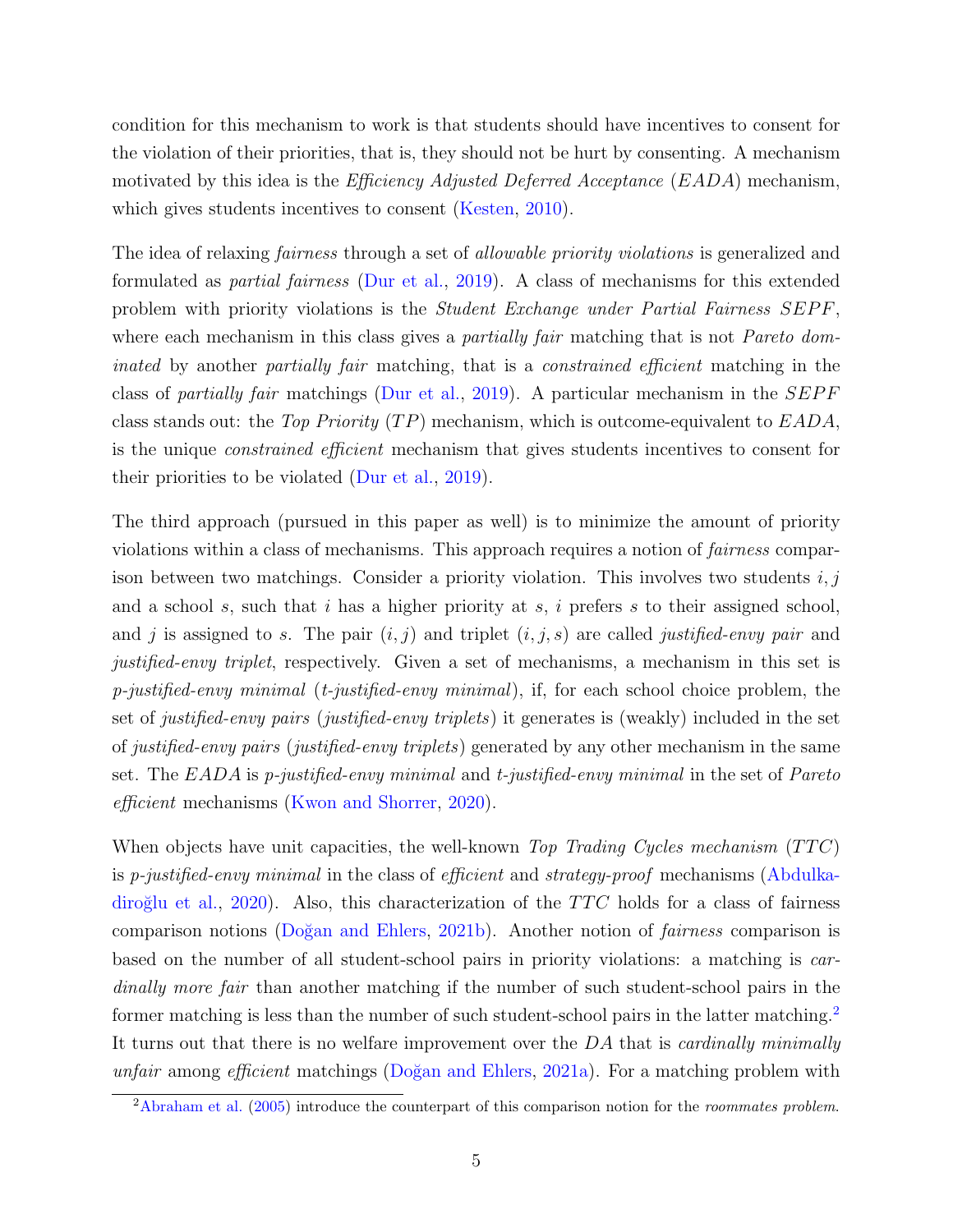condition for this mechanism to work is that students should have incentives to consent for the violation of their priorities, that is, they should not be hurt by consenting. A mechanism motivated by this idea is the *Efficiency Adjusted Deferred Acceptance* ($EADA$) mechanism, which gives students incentives to consent (Kesten, 2010).

The idea of relaxing *fairness* through a set of *allowable priority violations* is generalized and formulated as *partial fairness* (Dur et al., 2019). A class of mechanisms for this extended problem with priority violations is the *Student Exchange under Partial Fairness* $SEPF$, where each mechanism in this class gives a *partially fair* matching that is not *Pareto dominated* by another *partially fair* matching, that is a *constrained efficient* matching in the class of *partially fair* matchings (Dur et al., 2019). A particular mechanism in the $SEPF$ class stands out: the *Top Priority* ($TP$) mechanism, which is outcome-equivalent to $EADA$, is the unique *constrained efficient* mechanism that gives students incentives to consent for their priorities to be violated (Dur et al., 2019).

The third approach (pursued in this paper as well) is to minimize the amount of priority violations within a class of mechanisms. This approach requires a notion of *fairness* comparison between two matchings. Consider a priority violation. This involves two students $i, j$ and a school $s$, such that $i$ has a higher priority at $s$, $i$ prefers $s$ to their assigned school, and $j$ is assigned to $s$. The pair $(i, j)$ and triplet $(i, j, s)$ are called *justified-envy pair* and *justified-envy triplet*, respectively. Given a set of mechanisms, a mechanism in this set is *p-justified-envy minimal* (*t-justified-envy minimal*), if, for each school choice problem, the set of *justified-envy pairs* (*justified-envy triplets*) it generates is (weakly) included in the set of *justified-envy pairs* (*justified-envy triplets*) generated by any other mechanism in the same set. The $EADA$ is *p-justified-envy minimal* and *t-justified-envy minimal* in the set of *Pareto efficient* mechanisms (Kwon and Shorrer, 2020).

When objects have unit capacities, the well-known *Top Trading Cycles mechanism* ($TTC$) is *p-justified-envy minimal* in the class of *efficient* and *strategy-proof* mechanisms (Abdulkadiroğlu et al., 2020). Also, this characterization of the $TTC$ holds for a class of fairness comparison notions (Doğan and Ehlers, 2021b). Another notion of *fairness* comparison is based on the number of all student-school pairs in priority violations: a matching is *cardinally more fair* than another matching if the number of such student-school pairs in the former matching is less than the number of such student-school pairs in the latter matching.[2] It turns out that there is no welfare improvement over the $DA$ that is *cardinally minimally unfair* among *efficient* matchings (Doğan and Ehlers, 2021a). For a matching problem with

[2] Abraham et al. (2005) introduce the counterpart of this comparison notion for the *roommates problem*.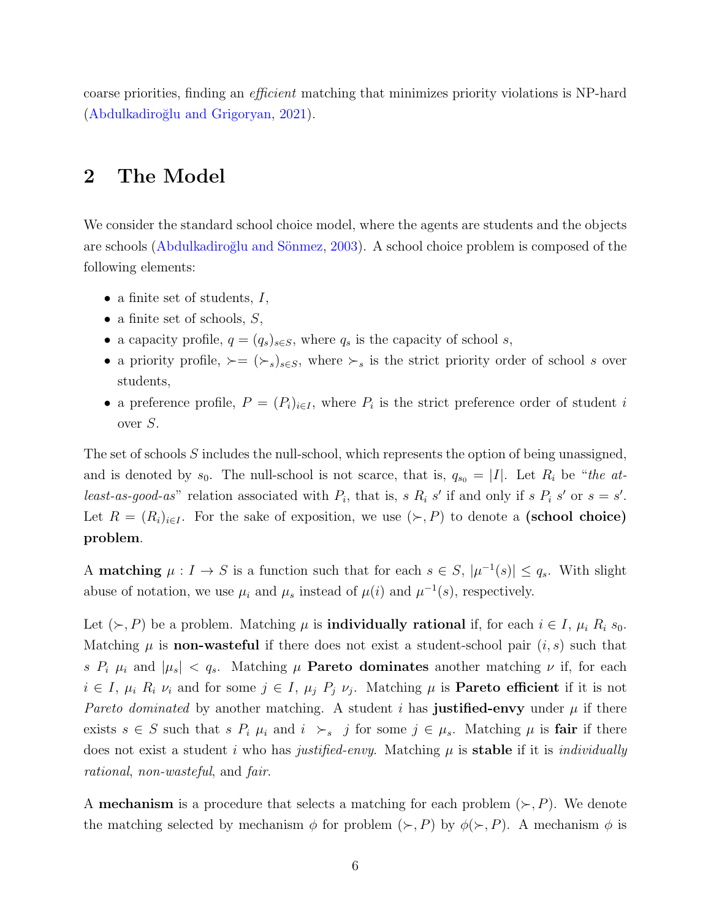coarse priorities, finding an *efficient* matching that minimizes priority violations is NP-hard (Abdulkadiroğlu and Grigoryan, 2021).

## 2 The Model

We consider the standard school choice model, where the agents are students and the objects are schools (Abdulkadiroğlu and Sönmez, 2003). A school choice problem is composed of the following elements:

- a finite set of students, $I$,
- a finite set of schools, $S$,
- a capacity profile, $q = (q_s)_{s \in S}$, where $q_s$ is the capacity of school $s$,
- a priority profile, $\succ = (\succ_s)_{s \in S}$, where $\succ_s$ is the strict priority order of school $s$ over students,
- a preference profile, $P = (P_i)_{i \in I}$, where $P_i$ is the strict preference order of student $i$ over $S$.

The set of schools $S$ includes the null-school, which represents the option of being unassigned, and is denoted by $s_0$. The null-school is not scarce, that is, $q_{s_0} = |I|$. Let $R_i$ be "*the at-least-as-good-as*" relation associated with $P_i$, that is, $s \; R_i \; s'$ if and only if $s \; P_i \; s'$ or $s = s'$. Let $R = (R_i)_{i \in I}$. For the sake of exposition, we use $(\succ, P)$ to denote a **(school choice) problem**.

A **matching** $\mu : I \to S$ is a function such that for each $s \in S$, $|\mu^{-1}(s)| \leq q_s$. With slight abuse of notation, we use $\mu_i$ and $\mu_s$ instead of $\mu(i)$ and $\mu^{-1}(s)$, respectively.

Let $(\succ, P)$ be a problem. Matching $\mu$ is **individually rational** if, for each $i \in I$, $\mu_i \; R_i \; s_0$. Matching $\mu$ is **non-wasteful** if there does not exist a student-school pair $(i, s)$ such that $s \; P_i \; \mu_i$ and $|\mu_s| < q_s$. Matching $\mu$ **Pareto dominates** another matching $\nu$ if, for each $i \in I$, $\mu_i \; R_i \; \nu_i$ and for some $j \in I$, $\mu_j \; P_j \; \nu_j$. Matching $\mu$ is **Pareto efficient** if it is not *Pareto dominated* by another matching. A student $i$ has **justified-envy** under $\mu$ if there exists $s \in S$ such that $s \; P_i \; \mu_i$ and $i \succ_s j$ for some $j \in \mu_s$. Matching $\mu$ is **fair** if there does not exist a student $i$ who has *justified-envy*. Matching $\mu$ is **stable** if it is *individually rational*, *non-wasteful*, and *fair*.

A **mechanism** is a procedure that selects a matching for each problem $(\succ, P)$. We denote the matching selected by mechanism $\phi$ for problem $(\succ, P)$ by $\phi(\succ, P)$. A mechanism $\phi$ is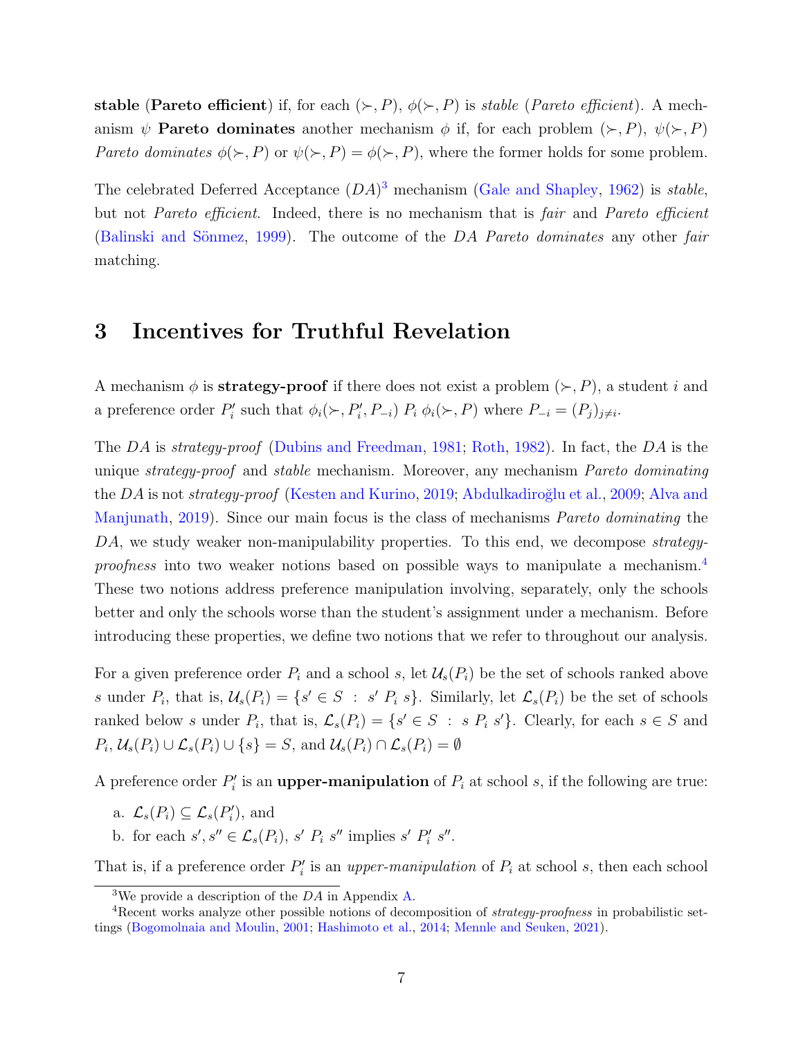**stable** (**Pareto efficient**) if, for each $(\succ, P)$, $\phi(\succ, P)$ is *stable* (*Pareto efficient*). A mechanism $\psi$ **Pareto dominates** another mechanism $\phi$ if, for each problem $(\succ, P)$, $\psi(\succ, P)$ *Pareto dominates* $\phi(\succ, P)$ or $\psi(\succ, P) = \phi(\succ, P)$, where the former holds for some problem.

The celebrated Deferred Acceptance ($DA$)[3] mechanism (Gale and Shapley, 1962) is *stable*, but not *Pareto efficient*. Indeed, there is no mechanism that is *fair* and *Pareto efficient* (Balinski and Sönmez, 1999). The outcome of the $DA$ *Pareto dominates* any other *fair* matching.

# 3 Incentives for Truthful Revelation

A mechanism $\phi$ is **strategy-proof** if there does not exist a problem $(\succ, P)$, a student $i$ and a preference order $P'_i$ such that $\phi_i(\succ, P'_i, P_{-i})\ P_i\ \phi_i(\succ, P)$ where $P_{-i} = (P_j)_{j \neq i}$.

The $DA$ is *strategy-proof* (Dubins and Freedman, 1981; Roth, 1982). In fact, the $DA$ is the unique *strategy-proof* and *stable* mechanism. Moreover, any mechanism *Pareto dominating* the $DA$ is not *strategy-proof* (Kesten and Kurino, 2019; Abdulkadiroğlu et al., 2009; Alva and Manjunath, 2019). Since our main focus is the class of mechanisms *Pareto dominating* the $DA$, we study weaker non-manipulability properties. To this end, we decompose *strategy-proofness* into two weaker notions based on possible ways to manipulate a mechanism.[4] These two notions address preference manipulation involving, separately, only the schools better and only the schools worse than the student's assignment under a mechanism. Before introducing these properties, we define two notions that we refer to throughout our analysis.

For a given preference order $P_i$ and a school $s$, let $\mathcal{U}_s(P_i)$ be the set of schools ranked above $s$ under $P_i$, that is, $\mathcal{U}_s(P_i) = \{s' \in S \ : \ s'\ P_i\ s\}$. Similarly, let $\mathcal{L}_s(P_i)$ be the set of schools ranked below $s$ under $P_i$, that is, $\mathcal{L}_s(P_i) = \{s' \in S \ : \ s\ P_i\ s'\}$. Clearly, for each $s \in S$ and $P_i$, $\mathcal{U}_s(P_i) \cup \mathcal{L}_s(P_i) \cup \{s\} = S$, and $\mathcal{U}_s(P_i) \cap \mathcal{L}_s(P_i) = \emptyset$

A preference order $P'_i$ is an **upper-manipulation** of $P_i$ at school $s$, if the following are true:

a. $\mathcal{L}_s(P_i) \subseteq \mathcal{L}_s(P'_i)$, and
b. for each $s', s'' \in \mathcal{L}_s(P_i)$, $s'\ P_i\ s''$ implies $s'\ P'_i\ s''$.

That is, if a preference order $P'_i$ is an *upper-manipulation* of $P_i$ at school $s$, then each school

[3] We provide a description of the $DA$ in Appendix A.

[4] Recent works analyze other possible notions of decomposition of *strategy-proofness* in probabilistic settings (Bogomolnaia and Moulin, 2001; Hashimoto et al., 2014; Mennle and Seuken, 2021).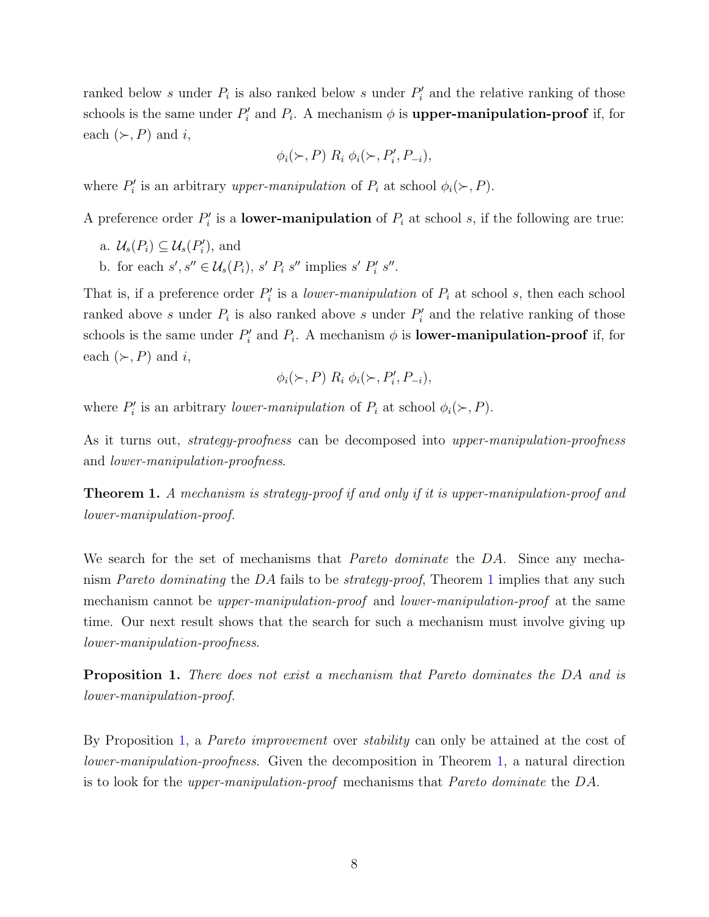ranked below $s$ under $P_i$ is also ranked below $s$ under $P_i'$ and the relative ranking of those schools is the same under $P_i'$ and $P_i$. A mechanism $\phi$ is **upper-manipulation-proof** if, for each $(\succ, P)$ and $i$,

$$\phi_i(\succ, P) \; R_i \; \phi_i(\succ, P_i', P_{-i}),$$

where $P_i'$ is an arbitrary *upper-manipulation* of $P_i$ at school $\phi_i(\succ, P)$.

A preference order $P_i'$ is a **lower-manipulation** of $P_i$ at school $s$, if the following are true:

a. $\mathcal{U}_s(P_i) \subseteq \mathcal{U}_s(P_i')$, and

b. for each $s', s'' \in \mathcal{U}_s(P_i)$, $s' \; P_i \; s''$ implies $s' \; P_i' \; s''$.

That is, if a preference order $P_i'$ is a *lower-manipulation* of $P_i$ at school $s$, then each school ranked above $s$ under $P_i$ is also ranked above $s$ under $P_i'$ and the relative ranking of those schools is the same under $P_i'$ and $P_i$. A mechanism $\phi$ is **lower-manipulation-proof** if, for each $(\succ, P)$ and $i$,

$$\phi_i(\succ, P) \; R_i \; \phi_i(\succ, P_i', P_{-i}),$$

where $P_i'$ is an arbitrary *lower-manipulation* of $P_i$ at school $\phi_i(\succ, P)$.

As it turns out, *strategy-proofness* can be decomposed into *upper-manipulation-proofness* and *lower-manipulation-proofness*.

**Theorem 1.** *A mechanism is strategy-proof if and only if it is upper-manipulation-proof and lower-manipulation-proof.*

We search for the set of mechanisms that *Pareto dominate* the *DA*. Since any mechanism *Pareto dominating* the *DA* fails to be *strategy-proof*, Theorem 1 implies that any such mechanism cannot be *upper-manipulation-proof* and *lower-manipulation-proof* at the same time. Our next result shows that the search for such a mechanism must involve giving up *lower-manipulation-proofness*.

**Proposition 1.** *There does not exist a mechanism that Pareto dominates the DA and is lower-manipulation-proof.*

By Proposition 1, a *Pareto improvement* over *stability* can only be attained at the cost of *lower-manipulation-proofness*. Given the decomposition in Theorem 1, a natural direction is to look for the *upper-manipulation-proof* mechanisms that *Pareto dominate* the *DA*.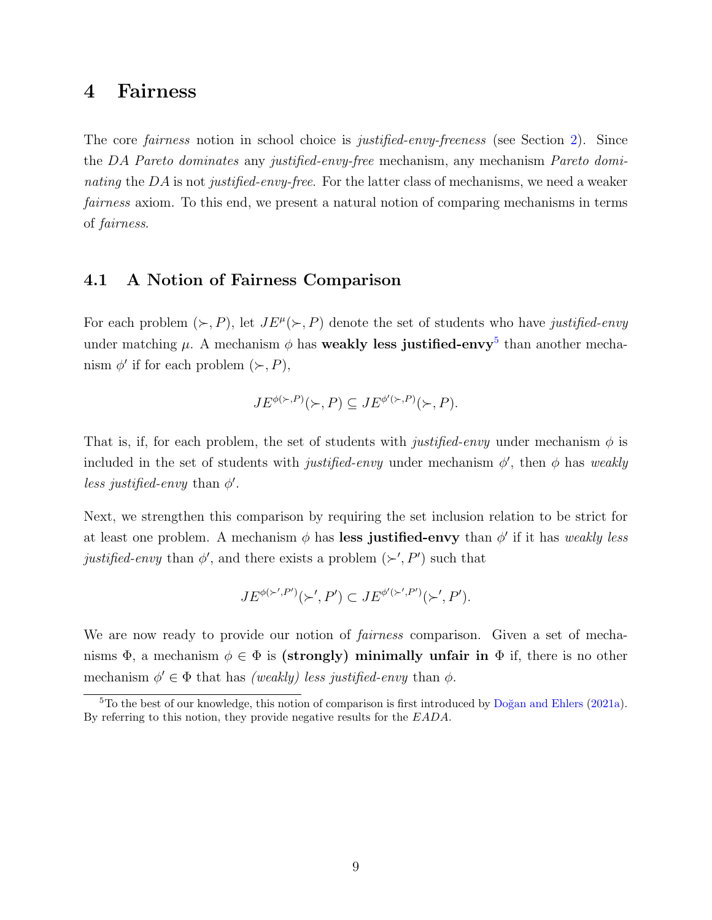# 4 Fairness

The core *fairness* notion in school choice is *justified-envy-freeness* (see Section 2). Since the *DA Pareto dominates* any *justified-envy-free* mechanism, any mechanism *Pareto dominating* the *DA* is not *justified-envy-free*. For the latter class of mechanisms, we need a weaker *fairness* axiom. To this end, we present a natural notion of comparing mechanisms in terms of *fairness*.

## 4.1 A Notion of Fairness Comparison

For each problem $(\succ, P)$, let $JE^{\mu}(\succ, P)$ denote the set of students who have *justified-envy* under matching $\mu$. A mechanism $\phi$ has **weakly less justified-envy**[5] than another mechanism $\phi'$ if for each problem $(\succ, P)$,

$$JE^{\phi(\succ,P)}(\succ, P) \subseteq JE^{\phi'(\succ,P)}(\succ, P).$$

That is, if, for each problem, the set of students with *justified-envy* under mechanism $\phi$ is included in the set of students with *justified-envy* under mechanism $\phi'$, then $\phi$ has *weakly less justified-envy* than $\phi'$.

Next, we strengthen this comparison by requiring the set inclusion relation to be strict for at least one problem. A mechanism $\phi$ has **less justified-envy** than $\phi'$ if it has *weakly less justified-envy* than $\phi'$, and there exists a problem $(\succ', P')$ such that

$$JE^{\phi(\succ',P')}(\succ', P') \subset JE^{\phi'(\succ',P')}(\succ', P').$$

We are now ready to provide our notion of *fairness* comparison. Given a set of mechanisms $\Phi$, a mechanism $\phi \in \Phi$ is **(strongly) minimally unfair in** $\Phi$ if, there is no other mechanism $\phi' \in \Phi$ that has *(weakly) less justified-envy* than $\phi$.

[5] To the best of our knowledge, this notion of comparison is first introduced by Doğan and Ehlers (2021a). By referring to this notion, they provide negative results for the *EADA*.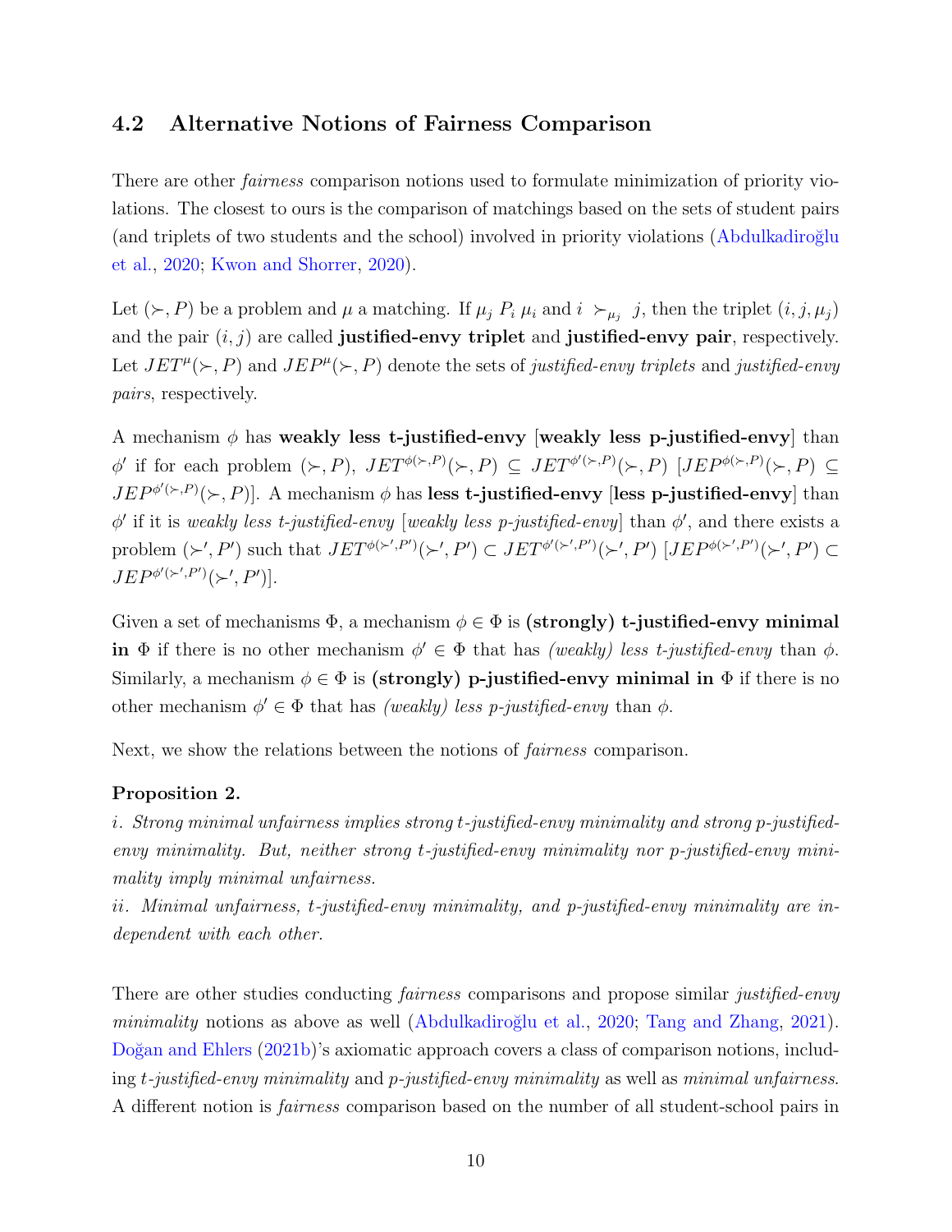### 4.2 Alternative Notions of Fairness Comparison

There are other *fairness* comparison notions used to formulate minimization of priority violations. The closest to ours is the comparison of matchings based on the sets of student pairs (and triplets of two students and the school) involved in priority violations (Abdulkadiroğlu et al., 2020; Kwon and Shorrer, 2020).

Let $(\succ, P)$ be a problem and $\mu$ a matching. If $\mu_j \; P_i \; \mu_i$ and $i \succ_{\mu_j} j$, then the triplet $(i, j, \mu_j)$ and the pair $(i, j)$ are called **justified-envy triplet** and **justified-envy pair**, respectively. Let $JET^{\mu}(\succ, P)$ and $JEP^{\mu}(\succ, P)$ denote the sets of *justified-envy triplets* and *justified-envy pairs*, respectively.

A mechanism $\phi$ has **weakly less t-justified-envy** [**weakly less p-justified-envy**] than $\phi'$ if for each problem $(\succ, P)$, $JET^{\phi(\succ,P)}(\succ, P) \subseteq JET^{\phi'(\succ,P)}(\succ, P)$ $[JEP^{\phi(\succ,P)}(\succ, P) \subseteq JEP^{\phi'(\succ,P)}(\succ, P)]$. A mechanism $\phi$ has **less t-justified-envy** [**less p-justified-envy**] than $\phi'$ if it is *weakly less t-justified-envy* [*weakly less p-justified-envy*] than $\phi'$, and there exists a problem $(\succ', P')$ such that $JET^{\phi(\succ',P')}(\succ', P') \subset JET^{\phi'(\succ',P')}(\succ', P')$ $[JEP^{\phi(\succ',P')}(\succ', P') \subset JEP^{\phi'(\succ',P')}(\succ', P')]$.

Given a set of mechanisms $\Phi$, a mechanism $\phi \in \Phi$ is **(strongly) t-justified-envy minimal in** $\Phi$ if there is no other mechanism $\phi' \in \Phi$ that has *(weakly) less t-justified-envy* than $\phi$. Similarly, a mechanism $\phi \in \Phi$ is **(strongly) p-justified-envy minimal in** $\Phi$ if there is no other mechanism $\phi' \in \Phi$ that has *(weakly) less p-justified-envy* than $\phi$.

Next, we show the relations between the notions of *fairness* comparison.

**Proposition 2.**
*i. Strong minimal unfairness implies strong t-justified-envy minimality and strong p-justified-envy minimality. But, neither strong t-justified-envy minimality nor p-justified-envy minimality imply minimal unfairness.*
*ii. Minimal unfairness, t-justified-envy minimality, and p-justified-envy minimality are independent with each other.*

There are other studies conducting *fairness* comparisons and propose similar *justified-envy minimality* notions as above as well (Abdulkadiroğlu et al., 2020; Tang and Zhang, 2021). Doğan and Ehlers (2021b)'s axiomatic approach covers a class of comparison notions, including *t-justified-envy minimality* and *p-justified-envy minimality* as well as *minimal unfairness*. A different notion is *fairness* comparison based on the number of all student-school pairs in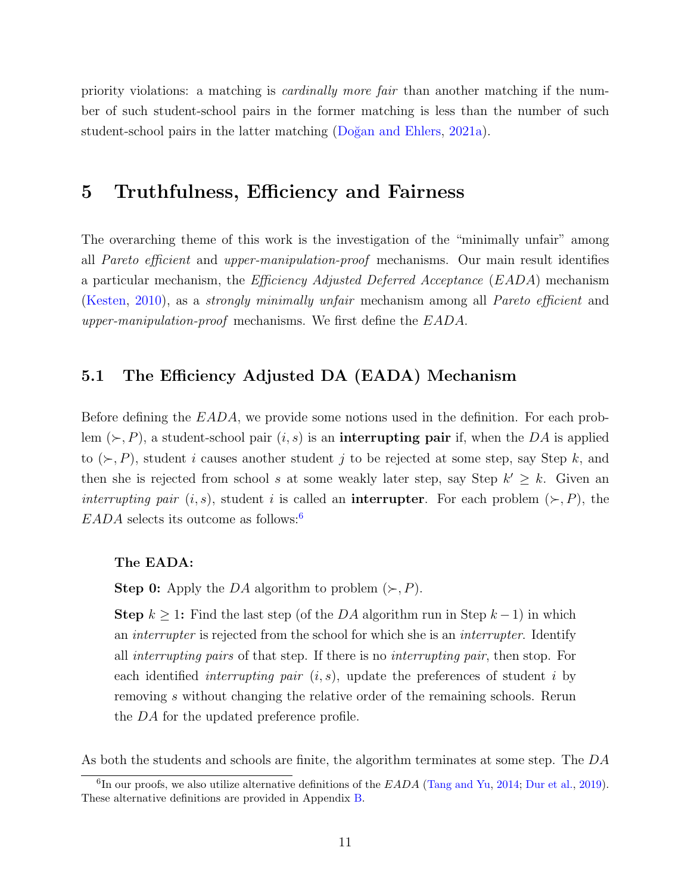priority violations: a matching is *cardinally more fair* than another matching if the number of such student-school pairs in the former matching is less than the number of such student-school pairs in the latter matching (Doğan and Ehlers, 2021a).

# 5 Truthfulness, Efficiency and Fairness

The overarching theme of this work is the investigation of the "minimally unfair" among all *Pareto efficient* and *upper-manipulation-proof* mechanisms. Our main result identifies a particular mechanism, the *Efficiency Adjusted Deferred Acceptance* (*EADA*) mechanism (Kesten, 2010), as a *strongly minimally unfair* mechanism among all *Pareto efficient* and *upper-manipulation-proof* mechanisms. We first define the *EADA*.

## 5.1 The Efficiency Adjusted DA (EADA) Mechanism

Before defining the *EADA*, we provide some notions used in the definition. For each problem $(\succ, P)$, a student-school pair $(i, s)$ is an **interrupting pair** if, when the $DA$ is applied to $(\succ, P)$, student $i$ causes another student $j$ to be rejected at some step, say Step $k$, and then she is rejected from school $s$ at some weakly later step, say Step $k' \geq k$. Given an *interrupting pair* $(i, s)$, student $i$ is called an **interrupter**. For each problem $(\succ, P)$, the *EADA* selects its outcome as follows:[6]

**The EADA:**

**Step 0:** Apply the $DA$ algorithm to problem $(\succ, P)$.

**Step $k \geq 1$:** Find the last step (of the $DA$ algorithm run in Step $k-1$) in which an *interrupter* is rejected from the school for which she is an *interrupter*. Identify all *interrupting pairs* of that step. If there is no *interrupting pair*, then stop. For each identified *interrupting pair* $(i, s)$, update the preferences of student $i$ by removing $s$ without changing the relative order of the remaining schools. Rerun the $DA$ for the updated preference profile.

As both the students and schools are finite, the algorithm terminates at some step. The $DA$

[6] In our proofs, we also utilize alternative definitions of the *EADA* (Tang and Yu, 2014; Dur et al., 2019). These alternative definitions are provided in Appendix B.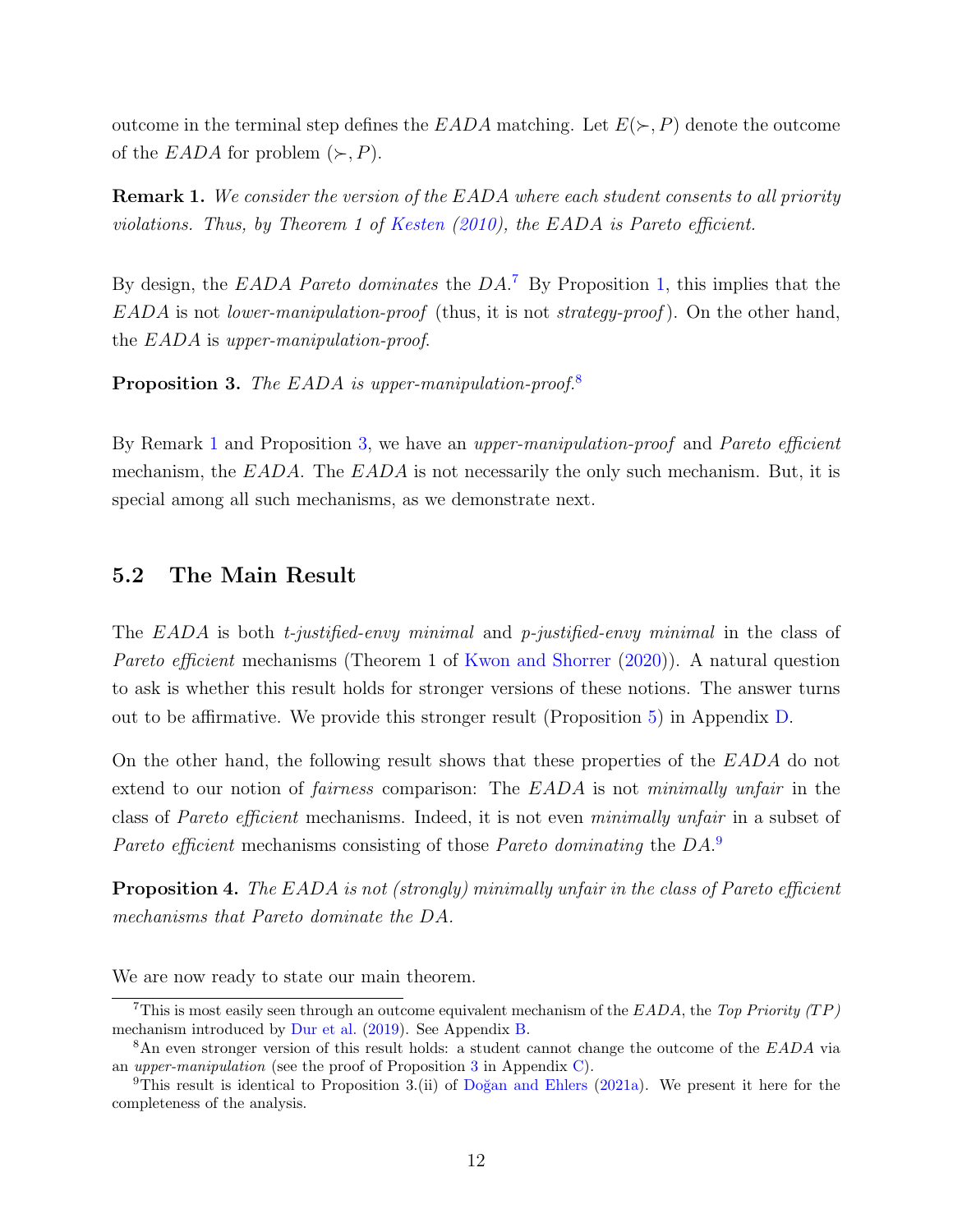outcome in the terminal step defines the *EADA* matching. Let $E(\succ, P)$ denote the outcome of the *EADA* for problem $(\succ, P)$.

**Remark 1.** *We consider the version of the EADA where each student consents to all priority violations. Thus, by Theorem 1 of Kesten (2010), the EADA is Pareto efficient.*

By design, the *EADA Pareto dominates* the *DA*.[7] By Proposition 1, this implies that the *EADA* is not *lower-manipulation-proof* (thus, it is not *strategy-proof*). On the other hand, the *EADA* is *upper-manipulation-proof*.

**Proposition 3.** *The EADA is upper-manipulation-proof.*[8]

By Remark 1 and Proposition 3, we have an *upper-manipulation-proof* and *Pareto efficient* mechanism, the *EADA*. The *EADA* is not necessarily the only such mechanism. But, it is special among all such mechanisms, as we demonstrate next.

## 5.2 The Main Result

The *EADA* is both *t-justified-envy minimal* and *p-justified-envy minimal* in the class of *Pareto efficient* mechanisms (Theorem 1 of Kwon and Shorrer (2020)). A natural question to ask is whether this result holds for stronger versions of these notions. The answer turns out to be affirmative. We provide this stronger result (Proposition 5) in Appendix D.

On the other hand, the following result shows that these properties of the *EADA* do not extend to our notion of *fairness* comparison: The *EADA* is not *minimally unfair* in the class of *Pareto efficient* mechanisms. Indeed, it is not even *minimally unfair* in a subset of *Pareto efficient* mechanisms consisting of those *Pareto dominating* the *DA*.[9]

**Proposition 4.** *The EADA is not (strongly) minimally unfair in the class of Pareto efficient mechanisms that Pareto dominate the DA.*

We are now ready to state our main theorem.

---

[7] This is most easily seen through an outcome equivalent mechanism of the *EADA*, the *Top Priority (TP)* mechanism introduced by Dur et al. (2019). See Appendix B.

[8] An even stronger version of this result holds: a student cannot change the outcome of the *EADA* via an *upper-manipulation* (see the proof of Proposition 3 in Appendix C).

[9] This result is identical to Proposition 3.(ii) of Doğan and Ehlers (2021a). We present it here for the completeness of the analysis.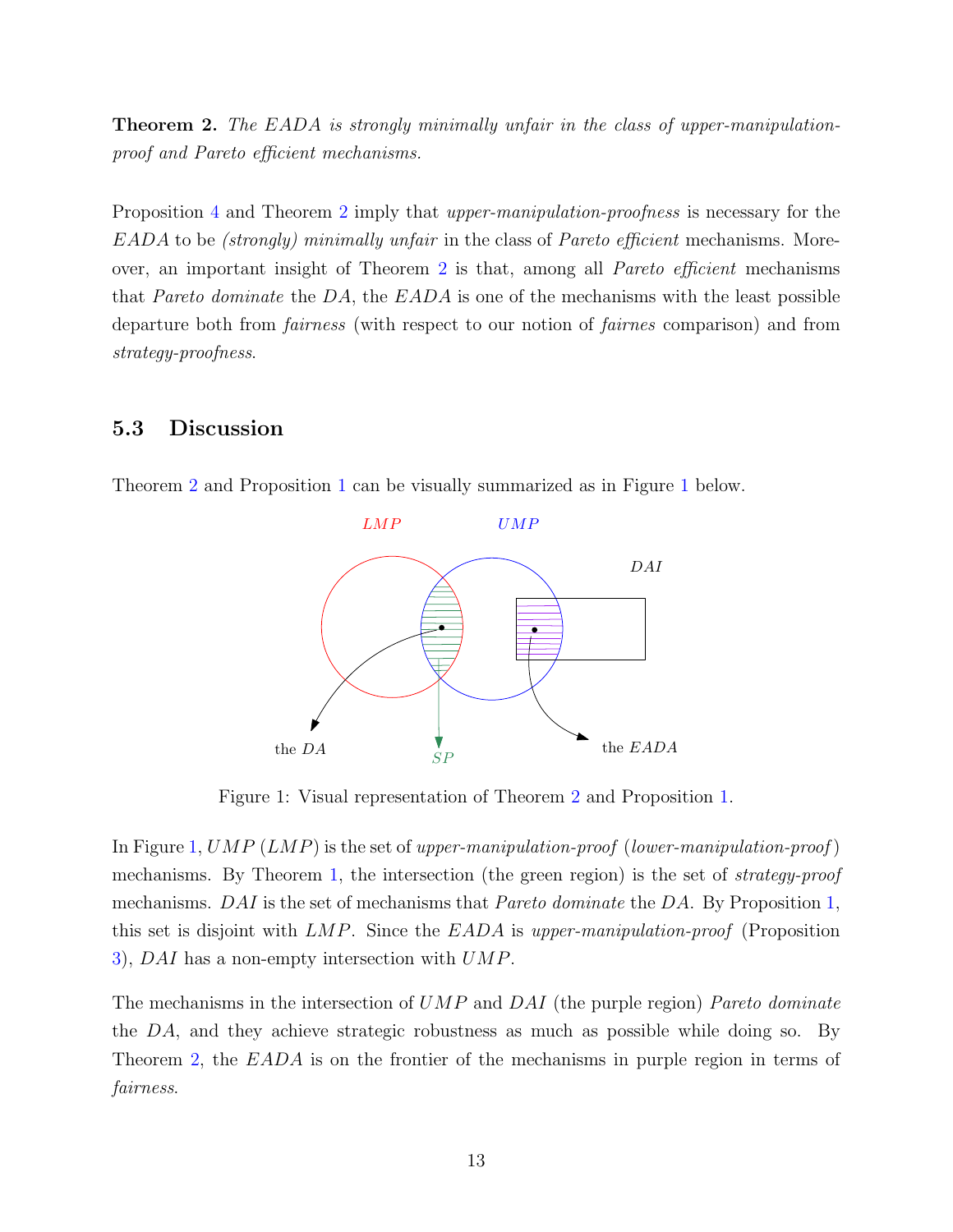**Theorem 2.** *The EADA is strongly minimally unfair in the class of upper-manipulation-proof and Pareto efficient mechanisms.*

Proposition 4 and Theorem 2 imply that *upper-manipulation-proofness* is necessary for the *EADA* to be *(strongly) minimally unfair* in the class of *Pareto efficient* mechanisms. Moreover, an important insight of Theorem 2 is that, among all *Pareto efficient* mechanisms that *Pareto dominate* the *DA*, the *EADA* is one of the mechanisms with the least possible departure both from *fairness* (with respect to our notion of *fairnes* comparison) and from *strategy-proofness*.

## 5.3 Discussion

Theorem 2 and Proposition 1 can be visually summarized as in Figure 1 below.

Figure 1: Visual representation of Theorem 2 and Proposition 1.

In Figure 1, $UMP$ ($LMP$) is the set of *upper-manipulation-proof* (*lower-manipulation-proof*) mechanisms. By Theorem 1, the intersection (the green region) is the set of *strategy-proof* mechanisms. $DAI$ is the set of mechanisms that *Pareto dominate* the $DA$. By Proposition 1, this set is disjoint with $LMP$. Since the $EADA$ is *upper-manipulation-proof* (Proposition 3), $DAI$ has a non-empty intersection with $UMP$.

The mechanisms in the intersection of $UMP$ and $DAI$ (the purple region) *Pareto dominate* the $DA$, and they achieve strategic robustness as much as possible while doing so. By Theorem 2, the $EADA$ is on the frontier of the mechanisms in purple region in terms of *fairness*.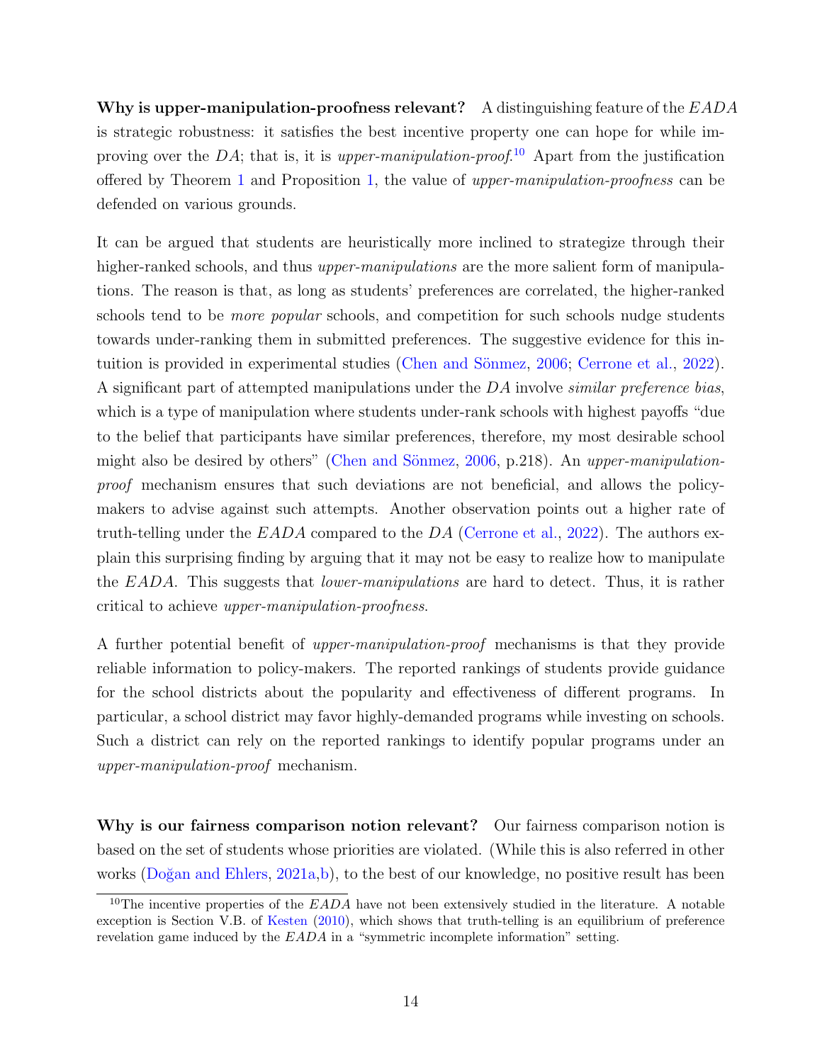**Why is upper-manipulation-proofness relevant?** A distinguishing feature of the $EADA$ is strategic robustness: it satisfies the best incentive property one can hope for while improving over the $DA$; that is, it is *upper-manipulation-proof*.[10] Apart from the justification offered by Theorem 1 and Proposition 1, the value of *upper-manipulation-proofness* can be defended on various grounds.

It can be argued that students are heuristically more inclined to strategize through their higher-ranked schools, and thus *upper-manipulations* are the more salient form of manipulations. The reason is that, as long as students' preferences are correlated, the higher-ranked schools tend to be *more popular* schools, and competition for such schools nudge students towards under-ranking them in submitted preferences. The suggestive evidence for this intuition is provided in experimental studies (Chen and Sönmez, 2006; Cerrone et al., 2022). A significant part of attempted manipulations under the $DA$ involve *similar preference bias*, which is a type of manipulation where students under-rank schools with highest payoffs "due to the belief that participants have similar preferences, therefore, my most desirable school might also be desired by others" (Chen and Sönmez, 2006, p.218). An *upper-manipulation-proof* mechanism ensures that such deviations are not beneficial, and allows the policy-makers to advise against such attempts. Another observation points out a higher rate of truth-telling under the $EADA$ compared to the $DA$ (Cerrone et al., 2022). The authors explain this surprising finding by arguing that it may not be easy to realize how to manipulate the $EADA$. This suggests that *lower-manipulations* are hard to detect. Thus, it is rather critical to achieve *upper-manipulation-proofness*.

A further potential benefit of *upper-manipulation-proof* mechanisms is that they provide reliable information to policy-makers. The reported rankings of students provide guidance for the school districts about the popularity and effectiveness of different programs. In particular, a school district may favor highly-demanded programs while investing on schools. Such a district can rely on the reported rankings to identify popular programs under an *upper-manipulation-proof* mechanism.

**Why is our fairness comparison notion relevant?** Our fairness comparison notion is based on the set of students whose priorities are violated. (While this is also referred in other works (Doğan and Ehlers, 2021a,b), to the best of our knowledge, no positive result has been

[10] The incentive properties of the $EADA$ have not been extensively studied in the literature. A notable exception is Section V.B. of Kesten (2010), which shows that truth-telling is an equilibrium of preference revelation game induced by the $EADA$ in a "symmetric incomplete information" setting.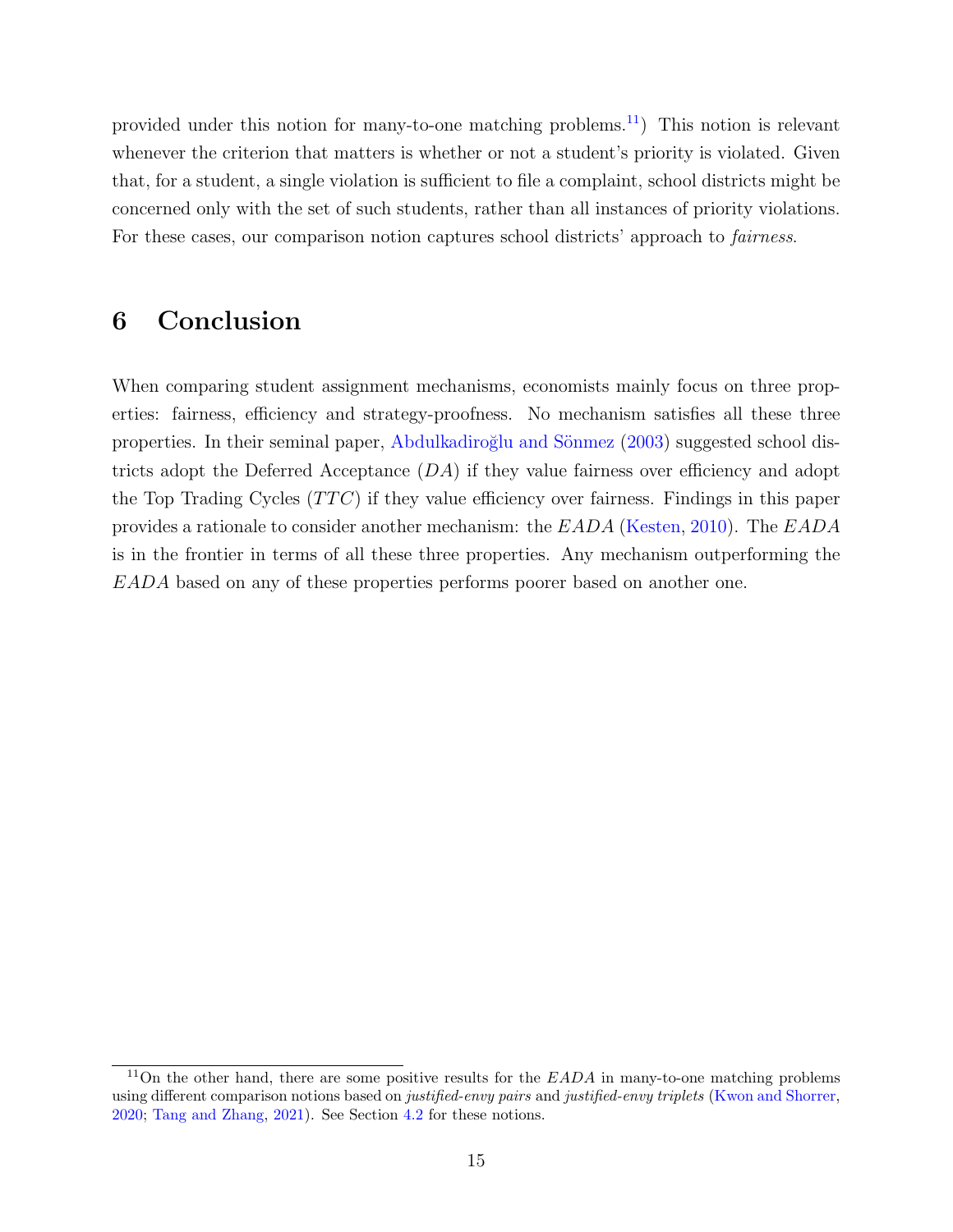provided under this notion for many-to-one matching problems.[11]) This notion is relevant whenever the criterion that matters is whether or not a student's priority is violated. Given that, for a student, a single violation is sufficient to file a complaint, school districts might be concerned only with the set of such students, rather than all instances of priority violations. For these cases, our comparison notion captures school districts' approach to *fairness*.

# 6 Conclusion

When comparing student assignment mechanisms, economists mainly focus on three properties: fairness, efficiency and strategy-proofness. No mechanism satisfies all these three properties. In their seminal paper, Abdulkadiroğlu and Sönmez (2003) suggested school districts adopt the Deferred Acceptance ($DA$) if they value fairness over efficiency and adopt the Top Trading Cycles ($TTC$) if they value efficiency over fairness. Findings in this paper provides a rationale to consider another mechanism: the $EADA$ (Kesten, 2010). The $EADA$ is in the frontier in terms of all these three properties. Any mechanism outperforming the $EADA$ based on any of these properties performs poorer based on another one.

[11] On the other hand, there are some positive results for the $EADA$ in many-to-one matching problems using different comparison notions based on *justified-envy pairs* and *justified-envy triplets* (Kwon and Shorrer, 2020; Tang and Zhang, 2021). See Section 4.2 for these notions.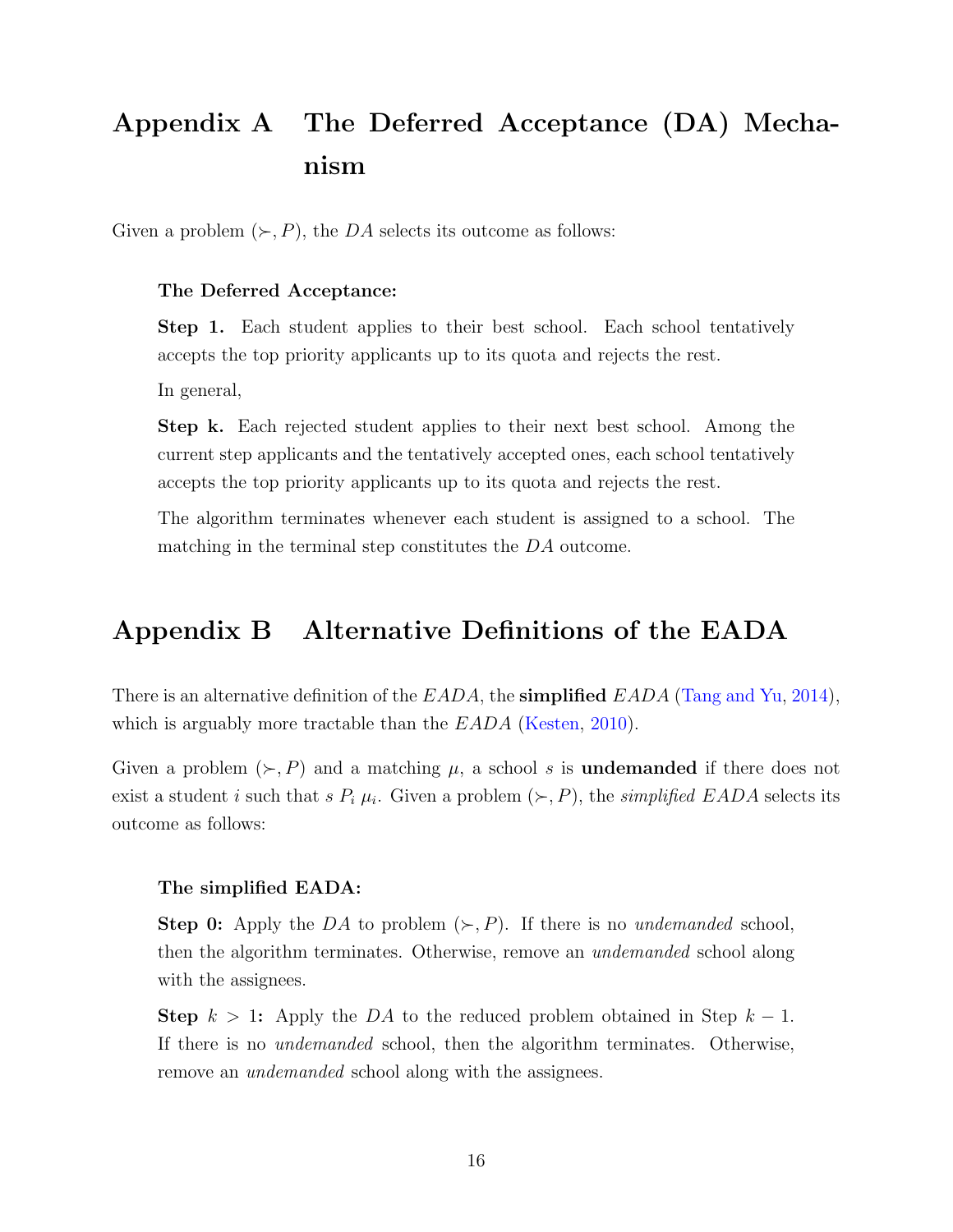# Appendix A The Deferred Acceptance (DA) Mechanism

Given a problem $(\succ, P)$, the $DA$ selects its outcome as follows:

**The Deferred Acceptance:**

**Step 1.** Each student applies to their best school. Each school tentatively accepts the top priority applicants up to its quota and rejects the rest.

In general,

**Step k.** Each rejected student applies to their next best school. Among the current step applicants and the tentatively accepted ones, each school tentatively accepts the top priority applicants up to its quota and rejects the rest.

The algorithm terminates whenever each student is assigned to a school. The matching in the terminal step constitutes the $DA$ outcome.

# Appendix B Alternative Definitions of the EADA

There is an alternative definition of the $EADA$, the **simplified** $EADA$ (Tang and Yu, 2014), which is arguably more tractable than the $EADA$ (Kesten, 2010).

Given a problem $(\succ, P)$ and a matching $\mu$, a school $s$ is **undemanded** if there does not exist a student $i$ such that $s \; P_i \; \mu_i$. Given a problem $(\succ, P)$, the *simplified EADA* selects its outcome as follows:

**The simplified EADA:**

**Step 0:** Apply the $DA$ to problem $(\succ, P)$. If there is no *undemanded* school, then the algorithm terminates. Otherwise, remove an *undemanded* school along with the assignees.

**Step $k > 1$:** Apply the $DA$ to the reduced problem obtained in Step $k-1$. If there is no *undemanded* school, then the algorithm terminates. Otherwise, remove an *undemanded* school along with the assignees.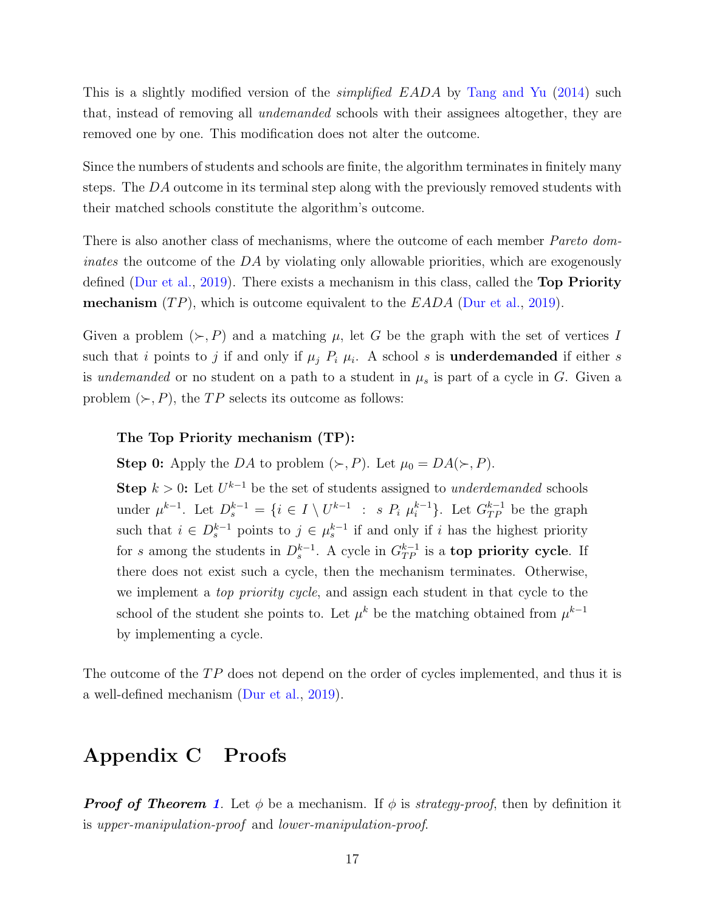This is a slightly modified version of the *simplified EADA* by Tang and Yu (2014) such that, instead of removing all *undemanded* schools with their assignees altogether, they are removed one by one. This modification does not alter the outcome.

Since the numbers of students and schools are finite, the algorithm terminates in finitely many steps. The $DA$ outcome in its terminal step along with the previously removed students with their matched schools constitute the algorithm's outcome.

There is also another class of mechanisms, where the outcome of each member *Pareto dominates* the outcome of the $DA$ by violating only allowable priorities, which are exogenously defined (Dur et al., 2019). There exists a mechanism in this class, called the **Top Priority mechanism** ($TP$), which is outcome equivalent to the $EADA$ (Dur et al., 2019).

Given a problem $(\succ, P)$ and a matching $\mu$, let $G$ be the graph with the set of vertices $I$ such that $i$ points to $j$ if and only if $\mu_j \; P_i \; \mu_i$. A school $s$ is **underdemanded** if either $s$ is *undemanded* or no student on a path to a student in $\mu_s$ is part of a cycle in $G$. Given a problem $(\succ, P)$, the $TP$ selects its outcome as follows:

> **The Top Priority mechanism (TP):**
>
> **Step 0:** Apply the $DA$ to problem $(\succ, P)$. Let $\mu_0 = DA(\succ, P)$.
>
> **Step $k > 0$:** Let $U^{k-1}$ be the set of students assigned to *underdemanded* schools under $\mu^{k-1}$. Let $D_s^{k-1} = \{i \in I \setminus U^{k-1} \;:\; s \; P_i \; \mu_i^{k-1}\}$. Let $G_{TP}^{k-1}$ be the graph such that $i \in D_s^{k-1}$ points to $j \in \mu_s^{k-1}$ if and only if $i$ has the highest priority for $s$ among the students in $D_s^{k-1}$. A cycle in $G_{TP}^{k-1}$ is a **top priority cycle**. If there does not exist such a cycle, then the mechanism terminates. Otherwise, we implement a *top priority cycle*, and assign each student in that cycle to the school of the student she points to. Let $\mu^k$ be the matching obtained from $\mu^{k-1}$ by implementing a cycle.

The outcome of the $TP$ does not depend on the order of cycles implemented, and thus it is a well-defined mechanism (Dur et al., 2019).

# Appendix C Proofs

***Proof of Theorem 1.*** Let $\phi$ be a mechanism. If $\phi$ is *strategy-proof*, then by definition it is *upper-manipulation-proof* and *lower-manipulation-proof*.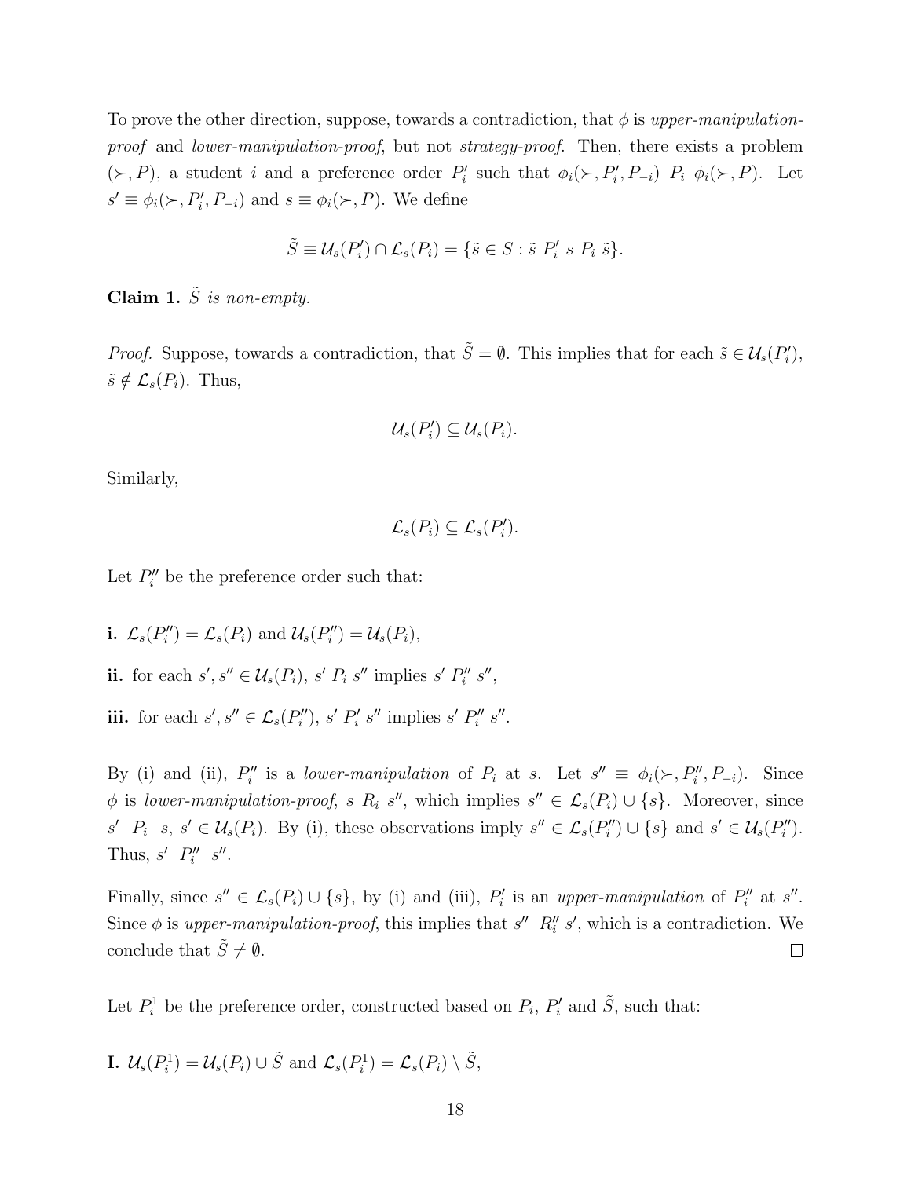To prove the other direction, suppose, towards a contradiction, that $\phi$ is *upper-manipulation-proof* and *lower-manipulation-proof*, but not *strategy-proof*. Then, there exists a problem $(\succ, P)$, a student $i$ and a preference order $P_i'$ such that $\phi_i(\succ, P_i', P_{-i})\ P_i\ \phi_i(\succ, P)$. Let $s' \equiv \phi_i(\succ, P_i', P_{-i})$ and $s \equiv \phi_i(\succ, P)$. We define

$$\tilde{S} \equiv \mathcal{U}_s(P_i') \cap \mathcal{L}_s(P_i) = \{\tilde{s} \in S : \tilde{s}\ P_i'\ s\ P_i\ \tilde{s}\}.$$

**Claim 1.** *$\tilde{S}$ is non-empty.*

*Proof.* Suppose, towards a contradiction, that $\tilde{S} = \emptyset$. This implies that for each $\tilde{s} \in \mathcal{U}_s(P_i')$, $\tilde{s} \notin \mathcal{L}_s(P_i)$. Thus,

$$\mathcal{U}_s(P_i') \subseteq \mathcal{U}_s(P_i).$$

Similarly,

$$\mathcal{L}_s(P_i) \subseteq \mathcal{L}_s(P_i').$$

Let $P_i''$ be the preference order such that:

**i.** $\mathcal{L}_s(P_i'') = \mathcal{L}_s(P_i)$ and $\mathcal{U}_s(P_i'') = \mathcal{U}_s(P_i)$,

**ii.** for each $s', s'' \in \mathcal{U}_s(P_i)$, $s'\ P_i\ s''$ implies $s'\ P_i''\ s''$,

**iii.** for each $s', s'' \in \mathcal{L}_s(P_i'')$, $s'\ P_i'\ s''$ implies $s'\ P_i''\ s''$.

By (i) and (ii), $P_i''$ is a *lower-manipulation* of $P_i$ at $s$. Let $s'' \equiv \phi_i(\succ, P_i'', P_{-i})$. Since $\phi$ is *lower-manipulation-proof*, $s\ R_i\ s''$, which implies $s'' \in \mathcal{L}_s(P_i) \cup \{s\}$. Moreover, since $s'\ P_i\ s$, $s' \in \mathcal{U}_s(P_i)$. By (i), these observations imply $s'' \in \mathcal{L}_s(P_i'') \cup \{s\}$ and $s' \in \mathcal{U}_s(P_i'')$. Thus, $s'\ P_i''\ s''$.

Finally, since $s'' \in \mathcal{L}_s(P_i) \cup \{s\}$, by (i) and (iii), $P_i'$ is an *upper-manipulation* of $P_i''$ at $s''$. Since $\phi$ is *upper-manipulation-proof*, this implies that $s''\ R_i''\ s'$, which is a contradiction. We conclude that $\tilde{S} \neq \emptyset$. $\square$

Let $P_i^1$ be the preference order, constructed based on $P_i$, $P_i'$ and $\tilde{S}$, such that:

**I.** $\mathcal{U}_s(P_i^1) = \mathcal{U}_s(P_i) \cup \tilde{S}$ and $\mathcal{L}_s(P_i^1) = \mathcal{L}_s(P_i) \setminus \tilde{S}$,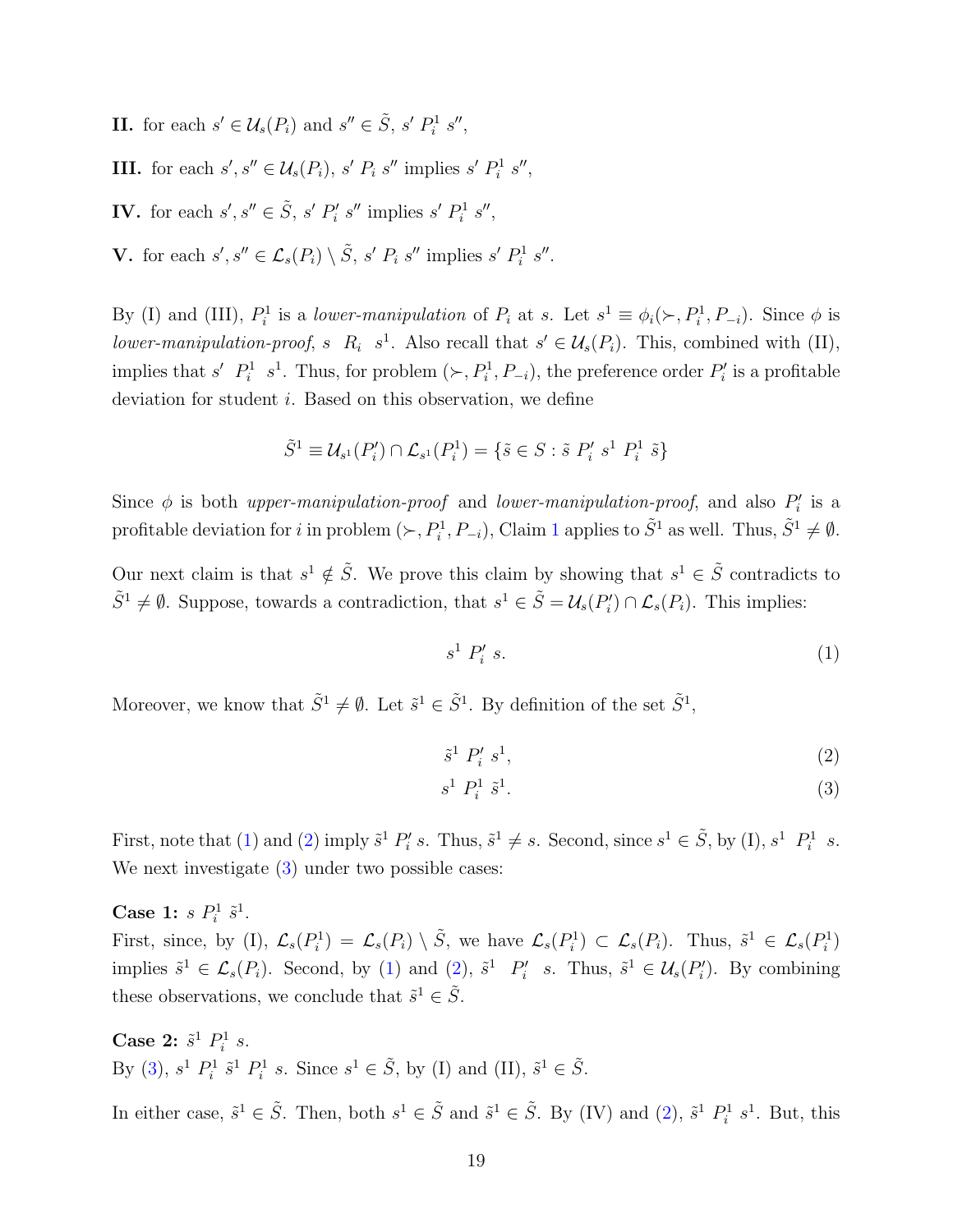**II.** for each $s' \in \mathcal{U}_s(P_i)$ and $s'' \in \tilde{S}$, $s' \; P_i^1 \; s''$,

**III.** for each $s', s'' \in \mathcal{U}_s(P_i)$, $s' \; P_i \; s''$ implies $s' \; P_i^1 \; s''$,

**IV.** for each $s', s'' \in \tilde{S}$, $s' \; P_i' \; s''$ implies $s' \; P_i^1 \; s''$,

**V.** for each $s', s'' \in \mathcal{L}_s(P_i) \setminus \tilde{S}$, $s' \; P_i \; s''$ implies $s' \; P_i^1 \; s''$.

By (I) and (III), $P_i^1$ is a *lower-manipulation* of $P_i$ at $s$. Let $s^1 \equiv \phi_i(\succ, P_i^1, P_{-i})$. Since $\phi$ is *lower-manipulation-proof*, $s \;\; R_i \;\; s^1$. Also recall that $s' \in \mathcal{U}_s(P_i)$. This, combined with (II), implies that $s' \;\; P_i^1 \;\; s^1$. Thus, for problem $(\succ, P_i^1, P_{-i})$, the preference order $P_i'$ is a profitable deviation for student $i$. Based on this observation, we define

$$\tilde{S}^1 \equiv \mathcal{U}_{s^1}(P_i') \cap \mathcal{L}_{s^1}(P_i^1) = \{\tilde{s} \in S : \tilde{s} \; P_i' \; s^1 \; P_i^1 \; \tilde{s}\}$$

Since $\phi$ is both *upper-manipulation-proof* and *lower-manipulation-proof*, and also $P_i'$ is a profitable deviation for $i$ in problem $(\succ, P_i^1, P_{-i})$, Claim 1 applies to $\tilde{S}^1$ as well. Thus, $\tilde{S}^1 \neq \emptyset$.

Our next claim is that $s^1 \notin \tilde{S}$. We prove this claim by showing that $s^1 \in \tilde{S}$ contradicts to $\tilde{S}^1 \neq \emptyset$. Suppose, towards a contradiction, that $s^1 \in \tilde{S} = \mathcal{U}_s(P_i') \cap \mathcal{L}_s(P_i)$. This implies:

$$s^1 \; P_i' \; s. \tag{1}$$

Moreover, we know that $\tilde{S}^1 \neq \emptyset$. Let $\tilde{s}^1 \in \tilde{S}^1$. By definition of the set $\tilde{S}^1$,

$$\tilde{s}^1 \; P_i' \; s^1, \tag{2}$$

$$s^1 \; P_i^1 \; \tilde{s}^1. \tag{3}$$

First, note that (1) and (2) imply $\tilde{s}^1 \; P_i' \; s$. Thus, $\tilde{s}^1 \neq s$. Second, since $s^1 \in \tilde{S}$, by (I), $s^1 \;\; P_i^1 \;\; s$. We next investigate (3) under two possible cases:

**Case 1:** $s \; P_i^1 \; \tilde{s}^1$.
First, since, by (I), $\mathcal{L}_s(P_i^1) = \mathcal{L}_s(P_i) \setminus \tilde{S}$, we have $\mathcal{L}_s(P_i^1) \subset \mathcal{L}_s(P_i)$. Thus, $\tilde{s}^1 \in \mathcal{L}_s(P_i^1)$ implies $\tilde{s}^1 \in \mathcal{L}_s(P_i)$. Second, by (1) and (2), $\tilde{s}^1 \;\; P_i' \;\; s$. Thus, $\tilde{s}^1 \in \mathcal{U}_s(P_i')$. By combining these observations, we conclude that $\tilde{s}^1 \in \tilde{S}$.

**Case 2:** $\tilde{s}^1 \; P_i^1 \; s$.
By (3), $s^1 \; P_i^1 \; \tilde{s}^1 \; P_i^1 \; s$. Since $s^1 \in \tilde{S}$, by (I) and (II), $\tilde{s}^1 \in \tilde{S}$.

In either case, $\tilde{s}^1 \in \tilde{S}$. Then, both $s^1 \in \tilde{S}$ and $\tilde{s}^1 \in \tilde{S}$. By (IV) and (2), $\tilde{s}^1 \; P_i^1 \; s^1$. But, this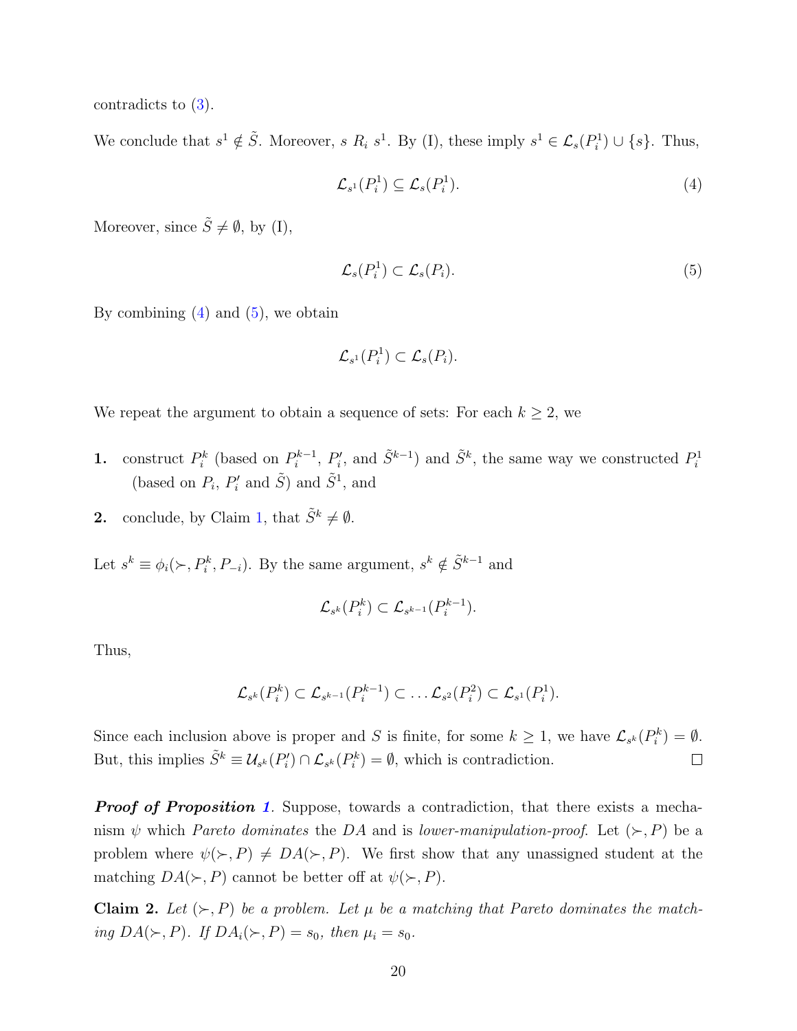contradicts to (3).

We conclude that $s^1 \notin \tilde{S}$. Moreover, $s \ R_i \ s^1$. By (I), these imply $s^1 \in \mathcal{L}_s(P_i^1) \cup \{s\}$. Thus,

$$\mathcal{L}_{s^1}(P_i^1) \subseteq \mathcal{L}_s(P_i^1). \tag{4}$$

Moreover, since $\tilde{S} \neq \emptyset$, by (I),

$$\mathcal{L}_s(P_i^1) \subset \mathcal{L}_s(P_i). \tag{5}$$

By combining (4) and (5), we obtain

$$\mathcal{L}_{s^1}(P_i^1) \subset \mathcal{L}_s(P_i).$$

We repeat the argument to obtain a sequence of sets: For each $k \geq 2$, we

1. construct $P_i^k$ (based on $P_i^{k-1}$, $P_i'$, and $\tilde{S}^{k-1}$) and $\tilde{S}^k$, the same way we constructed $P_i^1$ (based on $P_i$, $P_i'$ and $\tilde{S}$) and $\tilde{S}^1$, and
2. conclude, by Claim 1, that $\tilde{S}^k \neq \emptyset$.

Let $s^k \equiv \phi_i(\succ, P_i^k, P_{-i})$. By the same argument, $s^k \notin \tilde{S}^{k-1}$ and

$$\mathcal{L}_{s^k}(P_i^k) \subset \mathcal{L}_{s^{k-1}}(P_i^{k-1}).$$

Thus,

$$\mathcal{L}_{s^k}(P_i^k) \subset \mathcal{L}_{s^{k-1}}(P_i^{k-1}) \subset \dots \mathcal{L}_{s^2}(P_i^2) \subset \mathcal{L}_{s^1}(P_i^1).$$

Since each inclusion above is proper and $S$ is finite, for some $k \geq 1$, we have $\mathcal{L}_{s^k}(P_i^k) = \emptyset$. But, this implies $\tilde{S}^k \equiv \mathcal{U}_{s^k}(P_i') \cap \mathcal{L}_{s^k}(P_i^k) = \emptyset$, which is contradiction. □

***Proof of Proposition 1***. Suppose, towards a contradiction, that there exists a mechanism $\psi$ which *Pareto dominates* the *DA* and is *lower-manipulation-proof*. Let $(\succ, P)$ be a problem where $\psi(\succ, P) \neq DA(\succ, P)$. We first show that any unassigned student at the matching $DA(\succ, P)$ cannot be better off at $\psi(\succ, P)$.

**Claim 2.** *Let $(\succ, P)$ be a problem. Let $\mu$ be a matching that Pareto dominates the matching $DA(\succ, P)$. If $DA_i(\succ, P) = s_0$, then $\mu_i = s_0$.*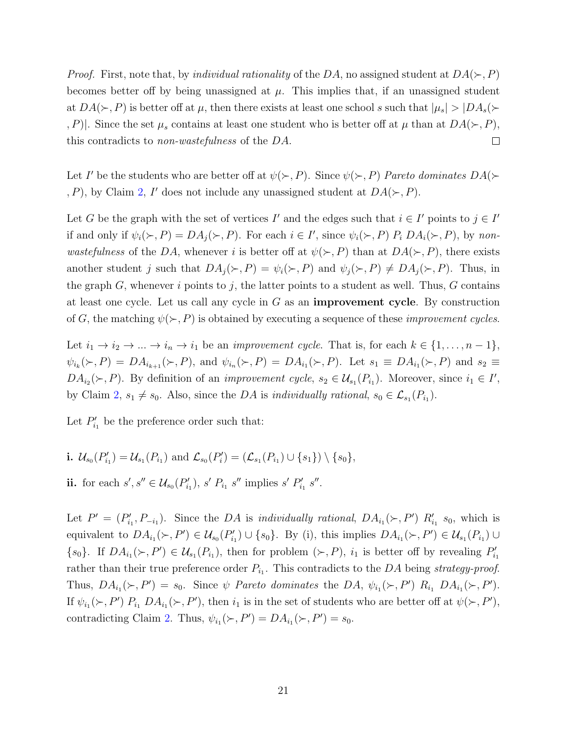*Proof.* First, note that, by *individual rationality* of the $DA$, no assigned student at $DA(\succ, P)$ becomes better off by being unassigned at $\mu$. This implies that, if an unassigned student at $DA(\succ, P)$ is better off at $\mu$, then there exists at least one school $s$ such that $|\mu_s| > |DA_s(\succ, P)|$. Since the set $\mu_s$ contains at least one student who is better off at $\mu$ than at $DA(\succ, P)$, this contradicts to *non-wastefulness* of the $DA$. □

Let $I'$ be the students who are better off at $\psi(\succ, P)$. Since $\psi(\succ, P)$ *Pareto dominates* $DA(\succ, P)$, by Claim 2, $I'$ does not include any unassigned student at $DA(\succ, P)$.

Let $G$ be the graph with the set of vertices $I'$ and the edges such that $i \in I'$ points to $j \in I'$ if and only if $\psi_i(\succ, P) = DA_j(\succ, P)$. For each $i \in I'$, since $\psi_i(\succ, P)\ P_i\ DA_i(\succ, P)$, by *non-wastefulness* of the $DA$, whenever $i$ is better off at $\psi(\succ, P)$ than at $DA(\succ, P)$, there exists another student $j$ such that $DA_j(\succ, P) = \psi_i(\succ, P)$ and $\psi_j(\succ, P) \neq DA_j(\succ, P)$. Thus, in the graph $G$, whenever $i$ points to $j$, the latter points to a student as well. Thus, $G$ contains at least one cycle. Let us call any cycle in $G$ as an **improvement cycle**. By construction of $G$, the matching $\psi(\succ, P)$ is obtained by executing a sequence of these *improvement cycles*.

Let $i_1 \to i_2 \to \ldots \to i_n \to i_1$ be an *improvement cycle*. That is, for each $k \in \{1, \ldots, n-1\}$, $\psi_{i_k}(\succ, P) = DA_{i_{k+1}}(\succ, P)$, and $\psi_{i_n}(\succ, P) = DA_{i_1}(\succ, P)$. Let $s_1 \equiv DA_{i_1}(\succ, P)$ and $s_2 \equiv DA_{i_2}(\succ, P)$. By definition of an *improvement cycle*, $s_2 \in \mathcal{U}_{s_1}(P_{i_1})$. Moreover, since $i_1 \in I'$, by Claim 2, $s_1 \neq s_0$. Also, since the $DA$ is *individually rational*, $s_0 \in \mathcal{L}_{s_1}(P_{i_1})$.

Let $P'_{i_1}$ be the preference order such that:

**i.** $\mathcal{U}_{s_0}(P'_{i_1}) = \mathcal{U}_{s_1}(P_{i_1})$ and $\mathcal{L}_{s_0}(P'_i) = (\mathcal{L}_{s_1}(P_{i_1}) \cup \{s_1\}) \setminus \{s_0\}$,

**ii.** for each $s', s'' \in \mathcal{U}_{s_0}(P'_{i_1})$, $s'\ P_{i_1}\ s''$ implies $s'\ P'_{i_1}\ s''$.

Let $P' = (P'_{i_1}, P_{-i_1})$. Since the $DA$ is *individually rational*, $DA_{i_1}(\succ, P')\ R'_{i_1}\ s_0$, which is equivalent to $DA_{i_1}(\succ, P') \in \mathcal{U}_{s_0}(P'_{i_1}) \cup \{s_0\}$. By (i), this implies $DA_{i_1}(\succ, P') \in \mathcal{U}_{s_1}(P_{i_1}) \cup \{s_0\}$. If $DA_{i_1}(\succ, P') \in \mathcal{U}_{s_1}(P_{i_1})$, then for problem $(\succ, P)$, $i_1$ is better off by revealing $P'_{i_1}$ rather than their true preference order $P_{i_1}$. This contradicts to the $DA$ being *strategy-proof*. Thus, $DA_{i_1}(\succ, P') = s_0$. Since $\psi$ *Pareto dominates* the $DA$, $\psi_{i_1}(\succ, P')\ R_{i_1}\ DA_{i_1}(\succ, P')$. If $\psi_{i_1}(\succ, P')\ P_{i_1}\ DA_{i_1}(\succ, P')$, then $i_1$ is in the set of students who are better off at $\psi(\succ, P')$, contradicting Claim 2. Thus, $\psi_{i_1}(\succ, P') = DA_{i_1}(\succ, P') = s_0$.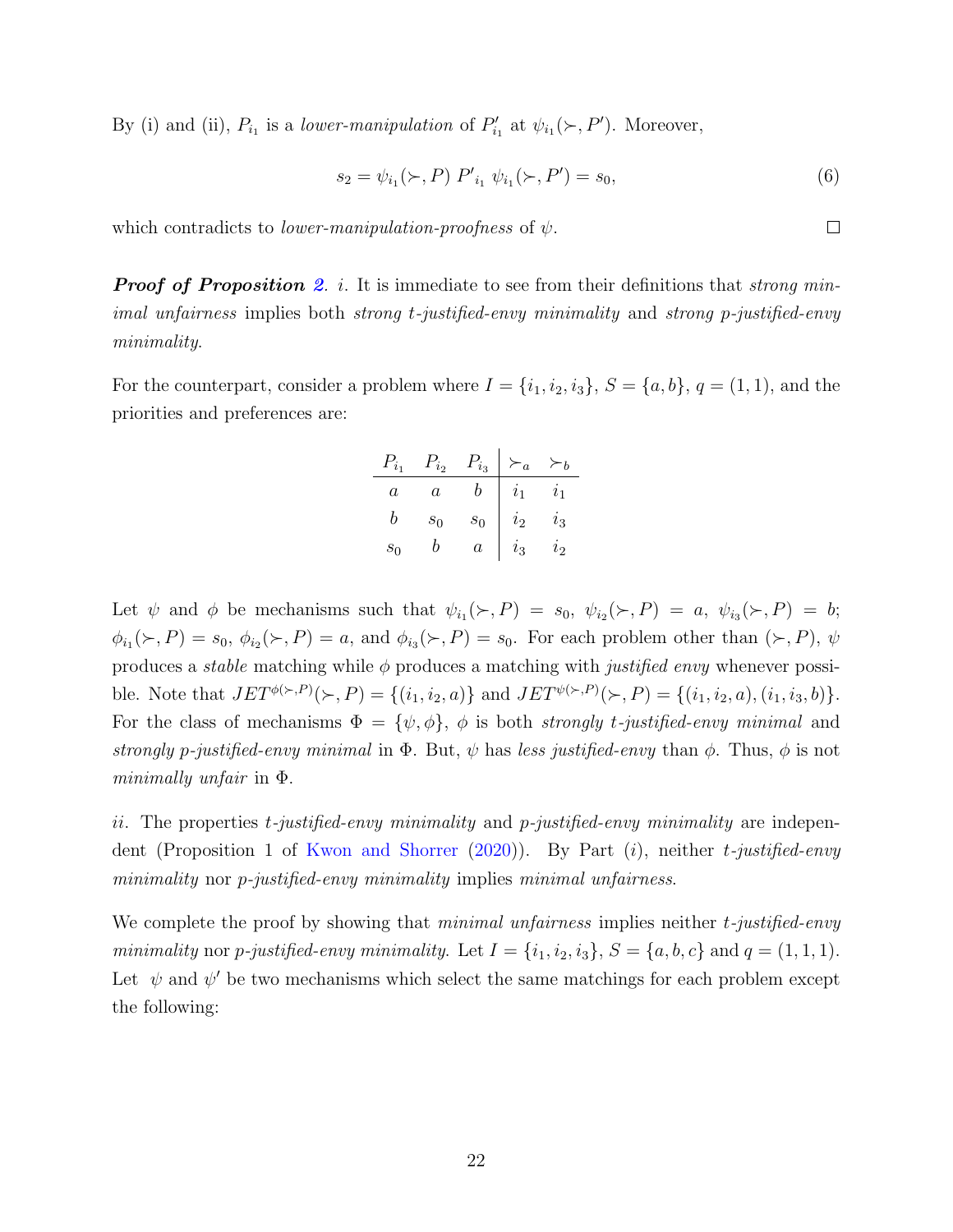By (i) and (ii), $P_{i_1}$ is a *lower-manipulation* of $P'_{i_1}$ at $\psi_{i_1}(\succ, P')$. Moreover,

$$s_2 = \psi_{i_1}(\succ, P) \; {P'}_{i_1} \; \psi_{i_1}(\succ, P') = s_0, \tag{6}$$

which contradicts to *lower-manipulation-proofness* of $\psi$. $\square$

***Proof of Proposition 2.*** *i.* It is immediate to see from their definitions that *strong minimal unfairness* implies both *strong t-justified-envy minimality* and *strong p-justified-envy minimality*.

For the counterpart, consider a problem where $I = \{i_1, i_2, i_3\}$, $S = \{a, b\}$, $q = (1, 1)$, and the priorities and preferences are:

| $P_{i_1}$ | $P_{i_2}$ | $P_{i_3}$ | $\succ_a$ | $\succ_b$ |
|---|---|---|---|---|
| $a$ | $a$ | $b$ | $i_1$ | $i_1$ |
| $b$ | $s_0$ | $s_0$ | $i_2$ | $i_3$ |
| $s_0$ | $b$ | $a$ | $i_3$ | $i_2$ |

Let $\psi$ and $\phi$ be mechanisms such that $\psi_{i_1}(\succ, P) = s_0$, $\psi_{i_2}(\succ, P) = a$, $\psi_{i_3}(\succ, P) = b$; $\phi_{i_1}(\succ, P) = s_0$, $\phi_{i_2}(\succ, P) = a$, and $\phi_{i_3}(\succ, P) = s_0$. For each problem other than $(\succ, P)$, $\psi$ produces a *stable* matching while $\phi$ produces a matching with *justified envy* whenever possible. Note that $JET^{\phi(\succ,P)}(\succ, P) = \{(i_1, i_2, a)\}$ and $JET^{\psi(\succ,P)}(\succ, P) = \{(i_1, i_2, a), (i_1, i_3, b)\}$. For the class of mechanisms $\Phi = \{\psi, \phi\}$, $\phi$ is both *strongly t-justified-envy minimal* and *strongly p-justified-envy minimal* in $\Phi$. But, $\psi$ has *less justified-envy* than $\phi$. Thus, $\phi$ is not *minimally unfair* in $\Phi$.

*ii.* The properties *t-justified-envy minimality* and *p-justified-envy minimality* are independent (Proposition 1 of Kwon and Shorrer (2020)). By Part (*i*), neither *t-justified-envy minimality* nor *p-justified-envy minimality* implies *minimal unfairness*.

We complete the proof by showing that *minimal unfairness* implies neither *t-justified-envy minimality* nor *p-justified-envy minimality*. Let $I = \{i_1, i_2, i_3\}$, $S = \{a, b, c\}$ and $q = (1, 1, 1)$. Let $\psi$ and $\psi'$ be two mechanisms which select the same matchings for each problem except the following: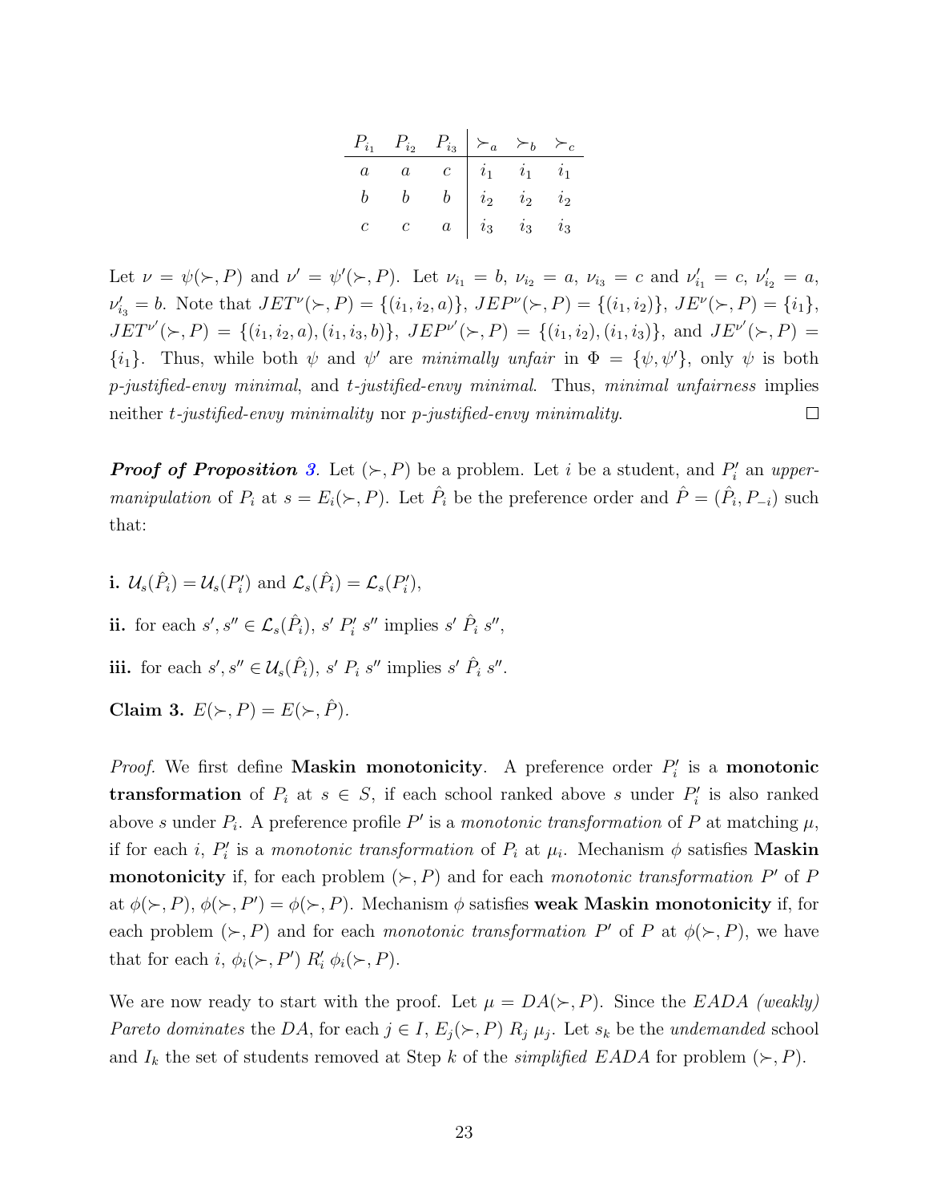| $P_{i_1}$ | $P_{i_2}$ | $P_{i_3}$ | $\succ_a$ | $\succ_b$ | $\succ_c$ |
|---|---|---|---|---|---|
| $a$ | $a$ | $c$ | $i_1$ | $i_1$ | $i_1$ |
| $b$ | $b$ | $b$ | $i_2$ | $i_2$ | $i_2$ |
| $c$ | $c$ | $a$ | $i_3$ | $i_3$ | $i_3$ |

Let $\nu = \psi(\succ, P)$ and $\nu' = \psi'(\succ, P)$. Let $\nu_{i_1} = b$, $\nu_{i_2} = a$, $\nu_{i_3} = c$ and $\nu'_{i_1} = c$, $\nu'_{i_2} = a$, $\nu'_{i_3} = b$. Note that $JET^{\nu}(\succ, P) = \{(i_1, i_2, a)\}$, $JEP^{\nu}(\succ, P) = \{(i_1, i_2)\}$, $JE^{\nu}(\succ, P) = \{i_1\}$, $JET^{\nu'}(\succ, P) = \{(i_1, i_2, a), (i_1, i_3, b)\}$, $JEP^{\nu'}(\succ, P) = \{(i_1, i_2), (i_1, i_3)\}$, and $JE^{\nu'}(\succ, P) = \{i_1\}$. Thus, while both $\psi$ and $\psi'$ are *minimally unfair* in $\Phi = \{\psi, \psi'\}$, only $\psi$ is both *p-justified-envy minimal*, and *t-justified-envy minimal*. Thus, *minimal unfairness* implies neither *t-justified-envy minimality* nor *p-justified-envy minimality*. □

***Proof of Proposition 3.*** Let $(\succ, P)$ be a problem. Let $i$ be a student, and $P'_i$ an *upper-manipulation* of $P_i$ at $s = E_i(\succ, P)$. Let $\hat{P}_i$ be the preference order and $\hat{P} = (\hat{P}_i, P_{-i})$ such that:

**i.** $\mathcal{U}_s(\hat{P}_i) = \mathcal{U}_s(P'_i)$ and $\mathcal{L}_s(\hat{P}_i) = \mathcal{L}_s(P'_i)$,

**ii.** for each $s', s'' \in \mathcal{L}_s(\hat{P}_i)$, $s' \; P'_i \; s''$ implies $s' \; \hat{P}_i \; s''$,

**iii.** for each $s', s'' \in \mathcal{U}_s(\hat{P}_i)$, $s' \; P_i \; s''$ implies $s' \; \hat{P}_i \; s''$.

**Claim 3.** $E(\succ, P) = E(\succ, \hat{P})$.

*Proof.* We first define **Maskin monotonicity**. A preference order $P'_i$ is a **monotonic transformation** of $P_i$ at $s \in S$, if each school ranked above $s$ under $P'_i$ is also ranked above $s$ under $P_i$. A preference profile $P'$ is a *monotonic transformation* of $P$ at matching $\mu$, if for each $i$, $P'_i$ is a *monotonic transformation* of $P_i$ at $\mu_i$. Mechanism $\phi$ satisfies **Maskin monotonicity** if, for each problem $(\succ, P)$ and for each *monotonic transformation* $P'$ of $P$ at $\phi(\succ, P)$, $\phi(\succ, P') = \phi(\succ, P)$. Mechanism $\phi$ satisfies **weak Maskin monotonicity** if, for each problem $(\succ, P)$ and for each *monotonic transformation* $P'$ of $P$ at $\phi(\succ, P)$, we have that for each $i$, $\phi_i(\succ, P') \; R'_i \; \phi_i(\succ, P)$.

We are now ready to start with the proof. Let $\mu = DA(\succ, P)$. Since the *EADA (weakly) Pareto dominates* the *DA*, for each $j \in I$, $E_j(\succ, P) \; R_j \; \mu_j$. Let $s_k$ be the *undemanded* school and $I_k$ the set of students removed at Step $k$ of the *simplified EADA* for problem $(\succ, P)$.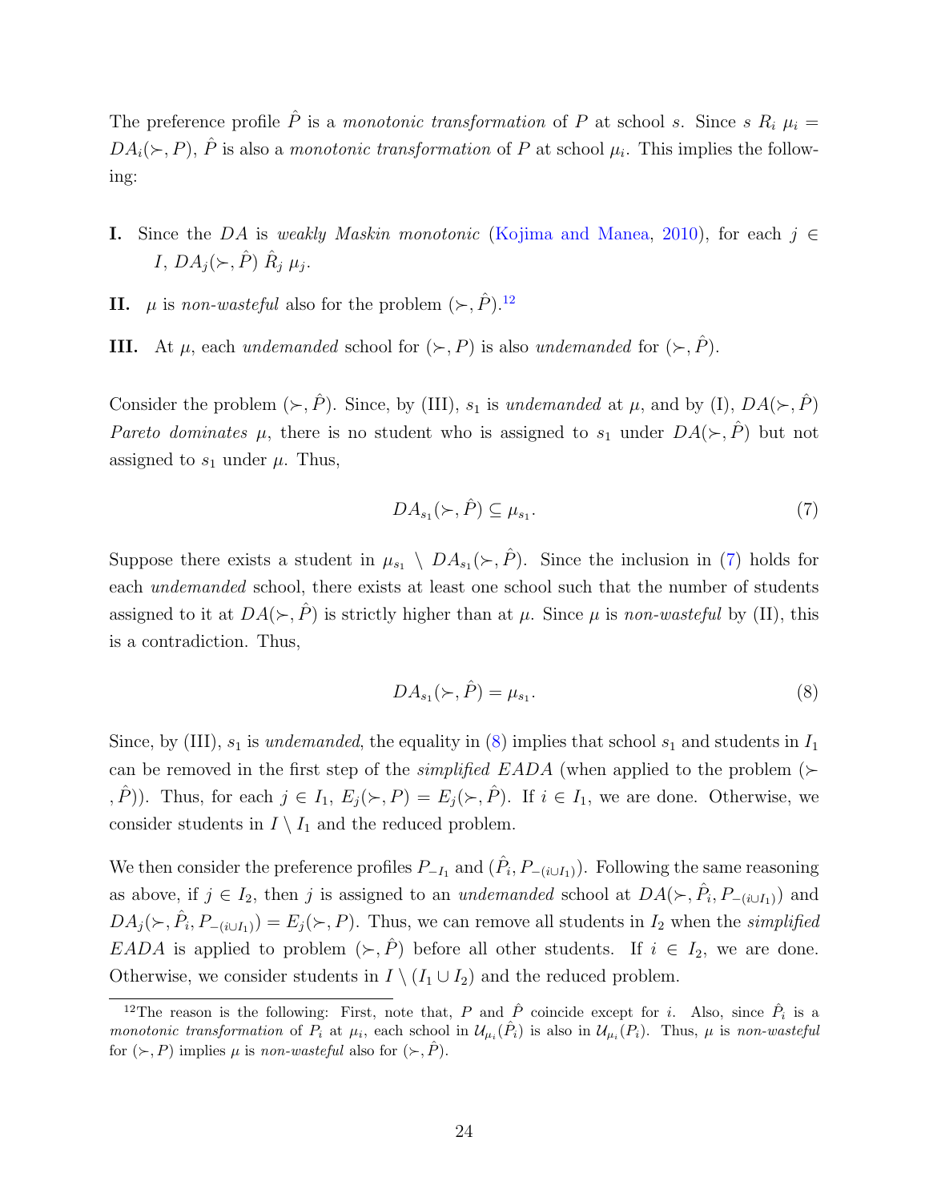The preference profile $\hat{P}$ is a *monotonic transformation* of $P$ at school $s$. Since $s \; R_i \; \mu_i = DA_i(\succ, P)$, $\hat{P}$ is also a *monotonic transformation* of $P$ at school $\mu_i$. This implies the following:

**I.** Since the $DA$ is *weakly Maskin monotonic* (Kojima and Manea, 2010), for each $j \in I$, $DA_j(\succ, \hat{P}) \; \hat{R}_j \; \mu_j$.

**II.** $\mu$ is *non-wasteful* also for the problem $(\succ, \hat{P})$.[12]

**III.** At $\mu$, each *undemanded* school for $(\succ, P)$ is also *undemanded* for $(\succ, \hat{P})$.

Consider the problem $(\succ, \hat{P})$. Since, by (III), $s_1$ is *undemanded* at $\mu$, and by (I), $DA(\succ, \hat{P})$ *Pareto dominates* $\mu$, there is no student who is assigned to $s_1$ under $DA(\succ, \hat{P})$ but not assigned to $s_1$ under $\mu$. Thus,

$$DA_{s_1}(\succ, \hat{P}) \subseteq \mu_{s_1}. \tag{7}$$

Suppose there exists a student in $\mu_{s_1} \setminus DA_{s_1}(\succ, \hat{P})$. Since the inclusion in (7) holds for each *undemanded* school, there exists at least one school such that the number of students assigned to it at $DA(\succ, \hat{P})$ is strictly higher than at $\mu$. Since $\mu$ is *non-wasteful* by (II), this is a contradiction. Thus,

$$DA_{s_1}(\succ, \hat{P}) = \mu_{s_1}. \tag{8}$$

Since, by (III), $s_1$ is *undemanded*, the equality in (8) implies that school $s_1$ and students in $I_1$ can be removed in the first step of the *simplified EADA* (when applied to the problem $(\succ, \hat{P})$). Thus, for each $j \in I_1$, $E_j(\succ, P) = E_j(\succ, \hat{P})$. If $i \in I_1$, we are done. Otherwise, we consider students in $I \setminus I_1$ and the reduced problem.

We then consider the preference profiles $P_{-I_1}$ and $(\hat{P}_i, P_{-(i \cup I_1)})$. Following the same reasoning as above, if $j \in I_2$, then $j$ is assigned to an *undemanded* school at $DA(\succ, \hat{P}_i, P_{-(i \cup I_1)})$ and $DA_j(\succ, \hat{P}_i, P_{-(i \cup I_1)}) = E_j(\succ, P)$. Thus, we can remove all students in $I_2$ when the *simplified EADA* is applied to problem $(\succ, \hat{P})$ before all other students. If $i \in I_2$, we are done. Otherwise, we consider students in $I \setminus (I_1 \cup I_2)$ and the reduced problem.

---

[12] The reason is the following: First, note that, $P$ and $\hat{P}$ coincide except for $i$. Also, since $\hat{P}_i$ is a *monotonic transformation* of $P_i$ at $\mu_i$, each school in $\mathcal{U}_{\mu_i}(\hat{P}_i)$ is also in $\mathcal{U}_{\mu_i}(P_i)$. Thus, $\mu$ is *non-wasteful* for $(\succ, P)$ implies $\mu$ is *non-wasteful* also for $(\succ, \hat{P})$.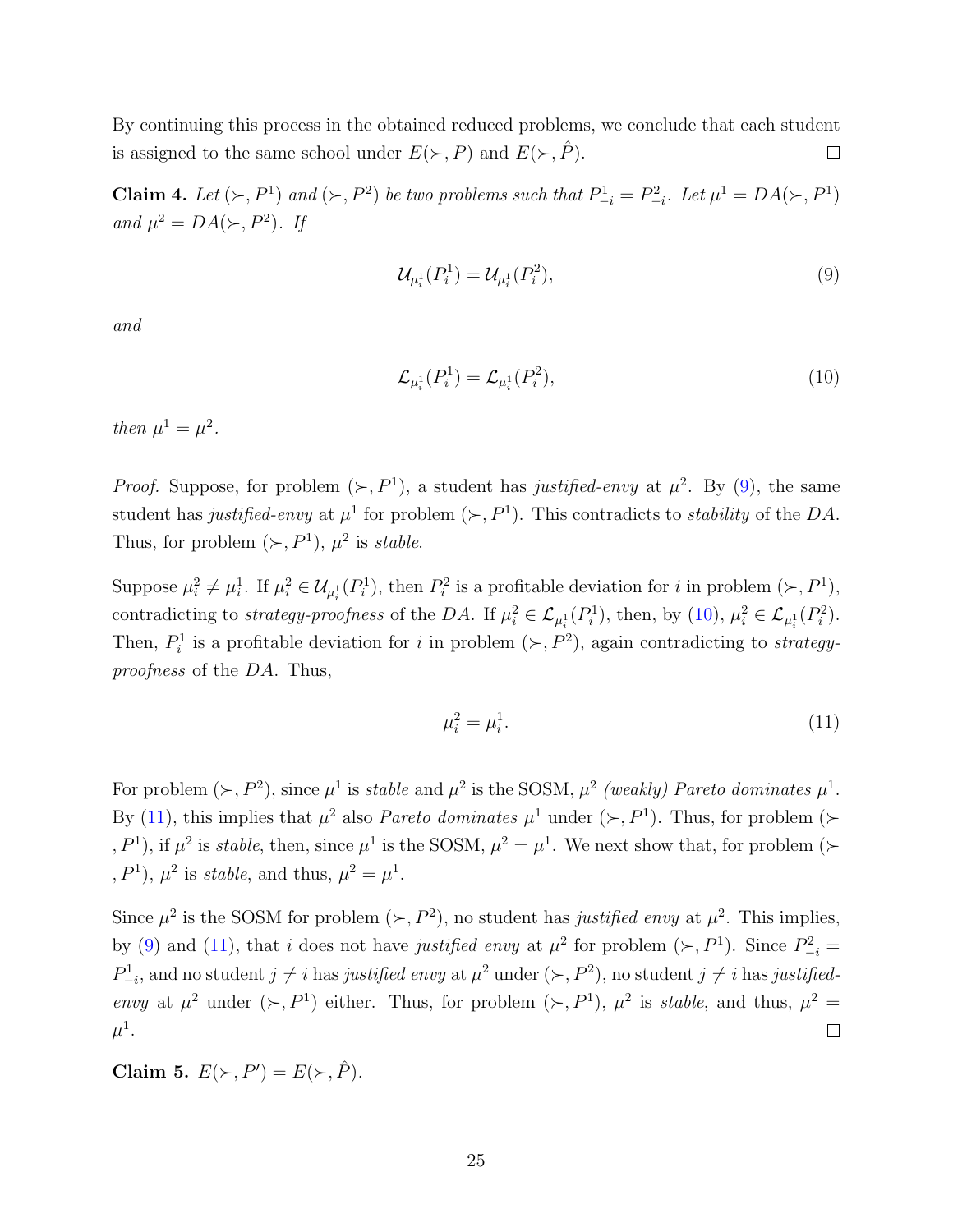By continuing this process in the obtained reduced problems, we conclude that each student is assigned to the same school under $E(\succ, P)$ and $E(\succ, \hat{P})$. $\square$

**Claim 4.** *Let $(\succ, P^1)$ and $(\succ, P^2)$ be two problems such that $P^1_{-i} = P^2_{-i}$. Let $\mu^1 = DA(\succ, P^1)$ and $\mu^2 = DA(\succ, P^2)$. If*

$$\mathcal{U}_{\mu^1_i}(P^1_i) = \mathcal{U}_{\mu^1_i}(P^2_i), \tag{9}$$

*and*

$$\mathcal{L}_{\mu^1_i}(P^1_i) = \mathcal{L}_{\mu^1_i}(P^2_i), \tag{10}$$

*then $\mu^1 = \mu^2$.*

*Proof.* Suppose, for problem $(\succ, P^1)$, a student has *justified-envy* at $\mu^2$. By (9), the same student has *justified-envy* at $\mu^1$ for problem $(\succ, P^1)$. This contradicts to *stability* of the $DA$. Thus, for problem $(\succ, P^1)$, $\mu^2$ is *stable*.

Suppose $\mu^2_i \neq \mu^1_i$. If $\mu^2_i \in \mathcal{U}_{\mu^1_i}(P^1_i)$, then $P^2_i$ is a profitable deviation for $i$ in problem $(\succ, P^1)$, contradicting to *strategy-proofness* of the $DA$. If $\mu^2_i \in \mathcal{L}_{\mu^1_i}(P^1_i)$, then, by (10), $\mu^2_i \in \mathcal{L}_{\mu^1_i}(P^2_i)$. Then, $P^1_i$ is a profitable deviation for $i$ in problem $(\succ, P^2)$, again contradicting to *strategy-proofness* of the $DA$. Thus,

$$\mu^2_i = \mu^1_i. \tag{11}$$

For problem $(\succ, P^2)$, since $\mu^1$ is *stable* and $\mu^2$ is the SOSM, $\mu^2$ *(weakly) Pareto dominates* $\mu^1$. By (11), this implies that $\mu^2$ also *Pareto dominates* $\mu^1$ under $(\succ, P^1)$. Thus, for problem $(\succ, P^1)$, if $\mu^2$ is *stable*, then, since $\mu^1$ is the SOSM, $\mu^2 = \mu^1$. We next show that, for problem $(\succ, P^1)$, $\mu^2$ is *stable*, and thus, $\mu^2 = \mu^1$.

Since $\mu^2$ is the SOSM for problem $(\succ, P^2)$, no student has *justified envy* at $\mu^2$. This implies, by (9) and (11), that $i$ does not have *justified envy* at $\mu^2$ for problem $(\succ, P^1)$. Since $P^2_{-i} = P^1_{-i}$, and no student $j \neq i$ has *justified envy* at $\mu^2$ under $(\succ, P^2)$, no student $j \neq i$ has *justified-envy* at $\mu^2$ under $(\succ, P^1)$ either. Thus, for problem $(\succ, P^1)$, $\mu^2$ is *stable*, and thus, $\mu^2 = \mu^1$. $\square$

**Claim 5.** $E(\succ, P') = E(\succ, \hat{P})$.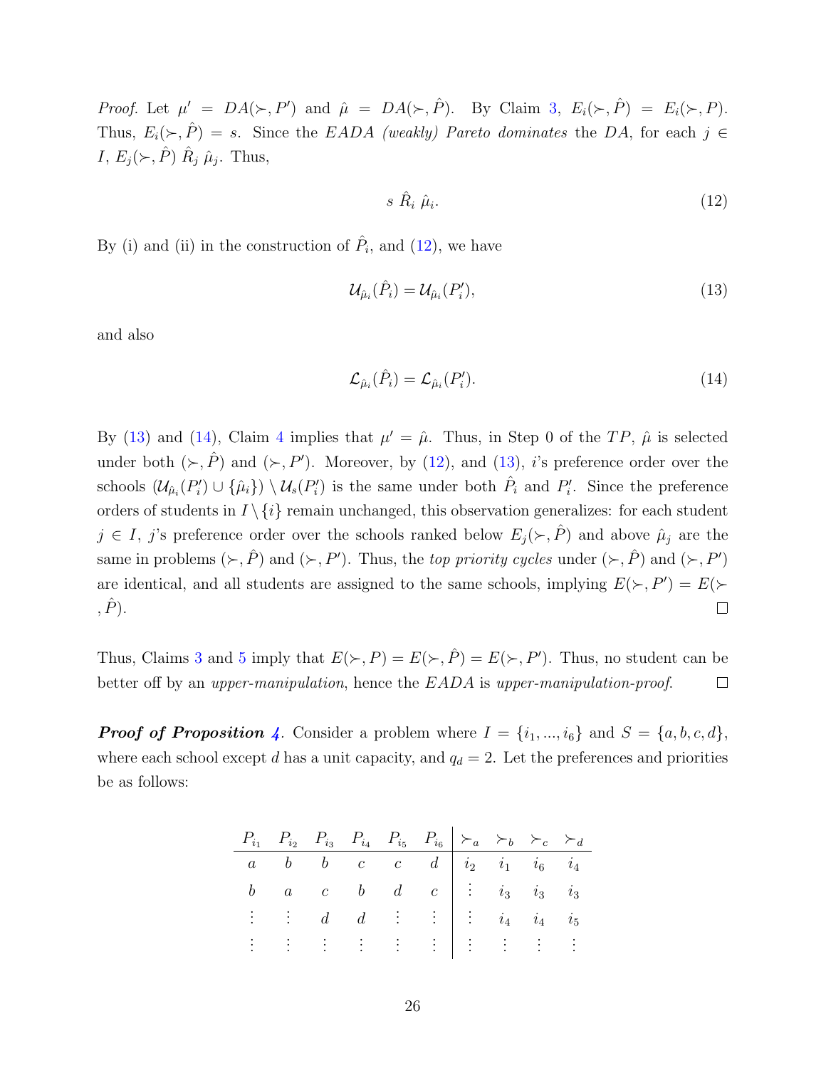*Proof.* Let $\mu' = DA(\succ, P')$ and $\hat{\mu} = DA(\succ, \hat{P})$. By Claim 3, $E_i(\succ, \hat{P}) = E_i(\succ, P)$. Thus, $E_i(\succ, \hat{P}) = s$. Since the *EADA* *(weakly) Pareto dominates* the *DA*, for each $j \in I$, $E_j(\succ, \hat{P}) \; \hat{R}_j \; \hat{\mu}_j$. Thus,

$$s \; \hat{R}_i \; \hat{\mu}_i. \tag{12}$$

By (i) and (ii) in the construction of $\hat{P}_i$, and (12), we have

$$\mathcal{U}_{\hat{\mu}_i}(\hat{P}_i) = \mathcal{U}_{\hat{\mu}_i}(P'_i), \tag{13}$$

and also

$$\mathcal{L}_{\hat{\mu}_i}(\hat{P}_i) = \mathcal{L}_{\hat{\mu}_i}(P'_i). \tag{14}$$

By (13) and (14), Claim 4 implies that $\mu' = \hat{\mu}$. Thus, in Step 0 of the *TP*, $\hat{\mu}$ is selected under both $(\succ, \hat{P})$ and $(\succ, P')$. Moreover, by (12), and (13), $i$'s preference order over the schools $(\mathcal{U}_{\hat{\mu}_i}(P'_i) \cup \{\hat{\mu}_i\}) \setminus \mathcal{U}_s(P'_i)$ is the same under both $\hat{P}_i$ and $P'_i$. Since the preference orders of students in $I \setminus \{i\}$ remain unchanged, this observation generalizes: for each student $j \in I$, $j$'s preference order over the schools ranked below $E_j(\succ, \hat{P})$ and above $\hat{\mu}_j$ are the same in problems $(\succ, \hat{P})$ and $(\succ, P')$. Thus, the *top priority cycles* under $(\succ, \hat{P})$ and $(\succ, P')$ are identical, and all students are assigned to the same schools, implying $E(\succ, P') = E(\succ, \hat{P})$. □

Thus, Claims 3 and 5 imply that $E(\succ, P) = E(\succ, \hat{P}) = E(\succ, P')$. Thus, no student can be better off by an *upper-manipulation*, hence the *EADA* is *upper-manipulation-proof.* □

***Proof of Proposition 4.*** Consider a problem where $I = \{i_1, ..., i_6\}$ and $S = \{a, b, c, d\}$, where each school except $d$ has a unit capacity, and $q_d = 2$. Let the preferences and priorities be as follows:

| $P_{i_1}$ | $P_{i_2}$ | $P_{i_3}$ | $P_{i_4}$ | $P_{i_5}$ | $P_{i_6}$ | $\succ_a$ | $\succ_b$ | $\succ_c$ | $\succ_d$ |
|---|---|---|---|---|---|---|---|---|---|
| $a$ | $b$ | $b$ | $c$ | $c$ | $d$ | $i_2$ | $i_1$ | $i_6$ | $i_4$ |
| $b$ | $a$ | $c$ | $b$ | $d$ | $c$ | $\vdots$ | $i_3$ | $i_3$ | $i_3$ |
| $\vdots$ | $\vdots$ | $d$ | $d$ | $\vdots$ | $\vdots$ | $\vdots$ | $i_4$ | $i_4$ | $i_5$ |
| $\vdots$ | $\vdots$ | $\vdots$ | $\vdots$ | $\vdots$ | $\vdots$ | $\vdots$ | $\vdots$ | $\vdots$ | $\vdots$ |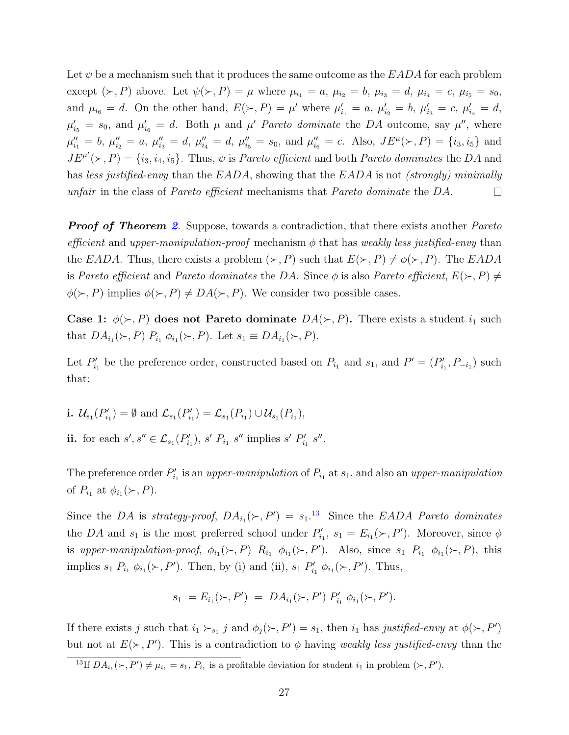Let $\psi$ be a mechanism such that it produces the same outcome as the *EADA* for each problem except $(\succ, P)$ above. Let $\psi(\succ, P) = \mu$ where $\mu_{i_1} = a$, $\mu_{i_2} = b$, $\mu_{i_3} = d$, $\mu_{i_4} = c$, $\mu_{i_5} = s_0$, and $\mu_{i_6} = d$. On the other hand, $E(\succ, P) = \mu'$ where $\mu'_{i_1} = a$, $\mu'_{i_2} = b$, $\mu'_{i_3} = c$, $\mu'_{i_4} = d$, $\mu'_{i_5} = s_0$, and $\mu'_{i_6} = d$. Both $\mu$ and $\mu'$ *Pareto dominate* the *DA* outcome, say $\mu''$, where $\mu''_{i_1} = b$, $\mu''_{i_2} = a$, $\mu''_{i_3} = d$, $\mu''_{i_4} = d$, $\mu''_{i_5} = s_0$, and $\mu''_{i_6} = c$. Also, $JE^{\mu}(\succ, P) = \{i_3, i_5\}$ and $JE^{\mu'}(\succ, P) = \{i_3, i_4, i_5\}$. Thus, $\psi$ is *Pareto efficient* and both *Pareto dominates* the *DA* and has *less justified-envy* than the *EADA*, showing that the *EADA* is not *(strongly) minimally unfair* in the class of *Pareto efficient* mechanisms that *Pareto dominate* the *DA*. $\square$

***Proof of Theorem 2***. Suppose, towards a contradiction, that there exists another *Pareto efficient* and *upper-manipulation-proof* mechanism $\phi$ that has *weakly less justified-envy* than the *EADA*. Thus, there exists a problem $(\succ, P)$ such that $E(\succ, P) \neq \phi(\succ, P)$. The *EADA* is *Pareto efficient* and *Pareto dominates* the *DA*. Since $\phi$ is also *Pareto efficient*, $E(\succ, P) \neq \phi(\succ, P)$ implies $\phi(\succ, P) \neq DA(\succ, P)$. We consider two possible cases.

**Case 1: $\phi(\succ, P)$ does not Pareto dominate $DA(\succ, P)$.** There exists a student $i_1$ such that $DA_{i_1}(\succ, P)\ P_{i_1}\ \phi_{i_1}(\succ, P)$. Let $s_1 \equiv DA_{i_1}(\succ, P)$.

Let $P'_{i_1}$ be the preference order, constructed based on $P_{i_1}$ and $s_1$, and $P' = (P'_{i_1}, P_{-i_1})$ such that:

**i.** $\mathcal{U}_{s_1}(P'_{i_1}) = \emptyset$ and $\mathcal{L}_{s_1}(P'_{i_1}) = \mathcal{L}_{s_1}(P_{i_1}) \cup \mathcal{U}_{s_1}(P_{i_1})$,

**ii.** for each $s', s'' \in \mathcal{L}_{s_1}(P'_{i_1})$, $s'\ P_{i_1}\ s''$ implies $s'\ P'_{i_1}\ s''$.

The preference order $P'_{i_1}$ is an *upper-manipulation* of $P_{i_1}$ at $s_1$, and also an *upper-manipulation* of $P_{i_1}$ at $\phi_{i_1}(\succ, P)$.

Since the *DA* is *strategy-proof*, $DA_{i_1}(\succ, P') = s_1$.[13] Since the *EADA Pareto dominates* the *DA* and $s_1$ is the most preferred school under $P'_{i_1}$, $s_1 = E_{i_1}(\succ, P')$. Moreover, since $\phi$ is *upper-manipulation-proof*, $\phi_{i_1}(\succ, P)\ R_{i_1}\ \phi_{i_1}(\succ, P')$. Also, since $s_1\ P_{i_1}\ \phi_{i_1}(\succ, P)$, this implies $s_1\ P_{i_1}\ \phi_{i_1}(\succ, P')$. Then, by (i) and (ii), $s_1\ P'_{i_1}\ \phi_{i_1}(\succ, P')$. Thus,

$$s_1 \ = E_{i_1}(\succ, P') \ = \ DA_{i_1}(\succ, P')\ P'_{i_1}\ \phi_{i_1}(\succ, P').$$

If there exists $j$ such that $i_1 \succ_{s_1} j$ and $\phi_j(\succ, P') = s_1$, then $i_1$ has *justified-envy* at $\phi(\succ, P')$ but not at $E(\succ, P')$. This is a contradiction to $\phi$ having *weakly less justified-envy* than the

[13] If $DA_{i_1}(\succ, P') \neq \mu_{i_1} = s_1$, $P_{i_1}$ is a profitable deviation for student $i_1$ in problem $(\succ, P')$.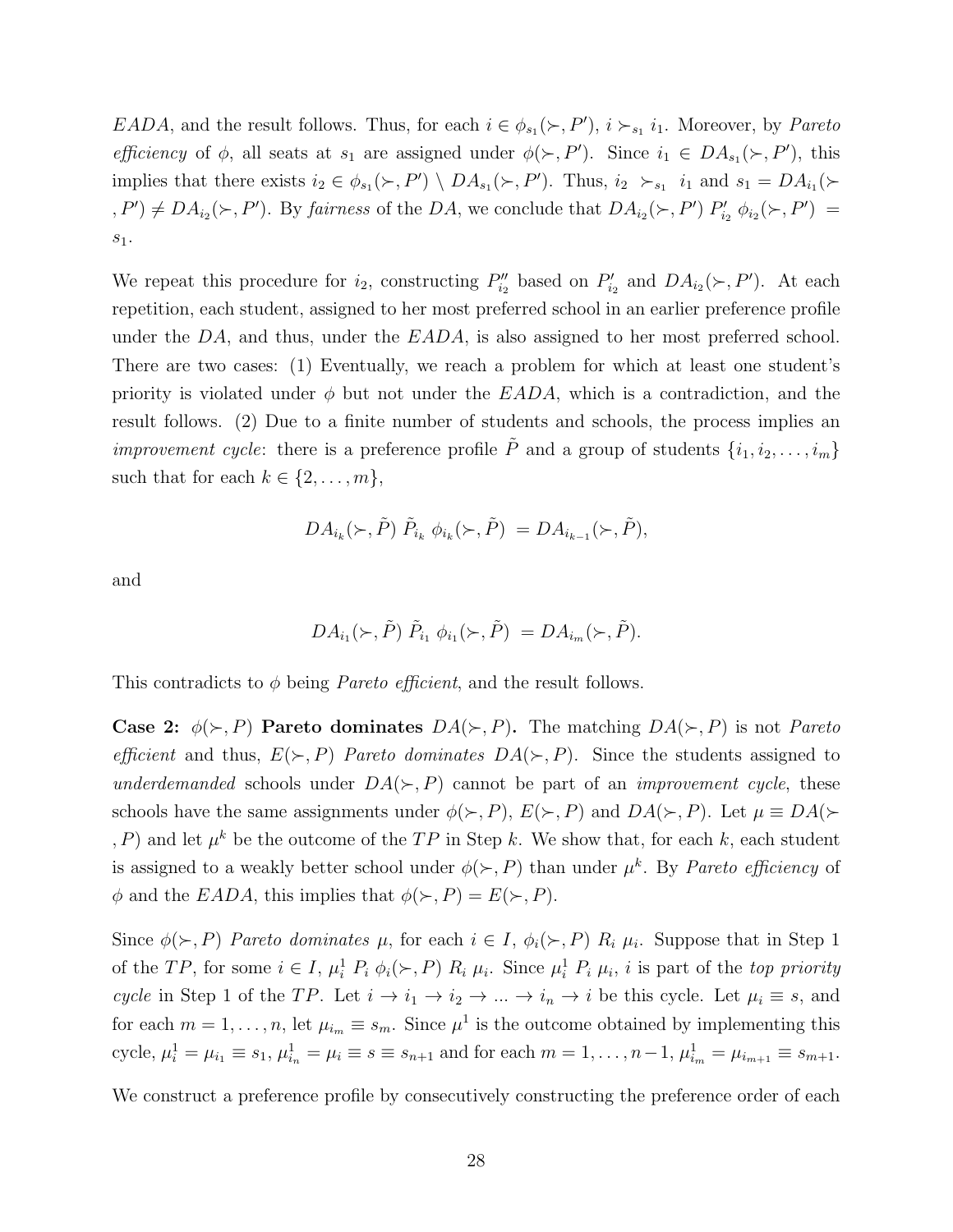$EADA$, and the result follows. Thus, for each $i \in \phi_{s_1}(\succ, P')$, $i \succ_{s_1} i_1$. Moreover, by *Pareto efficiency* of $\phi$, all seats at $s_1$ are assigned under $\phi(\succ, P')$. Since $i_1 \in DA_{s_1}(\succ, P')$, this implies that there exists $i_2 \in \phi_{s_1}(\succ, P') \setminus DA_{s_1}(\succ, P')$. Thus, $i_2 \succ_{s_1} i_1$ and $s_1 = DA_{i_1}(\succ, P') \neq DA_{i_2}(\succ, P')$. By *fairness* of the $DA$, we conclude that $DA_{i_2}(\succ, P') \; P'_{i_2} \; \phi_{i_2}(\succ, P') = s_1$.

We repeat this procedure for $i_2$, constructing $P''_{i_2}$ based on $P'_{i_2}$ and $DA_{i_2}(\succ, P')$. At each repetition, each student, assigned to her most preferred school in an earlier preference profile under the $DA$, and thus, under the $EADA$, is also assigned to her most preferred school. There are two cases: (1) Eventually, we reach a problem for which at least one student's priority is violated under $\phi$ but not under the $EADA$, which is a contradiction, and the result follows. (2) Due to a finite number of students and schools, the process implies an *improvement cycle*: there is a preference profile $\tilde{P}$ and a group of students $\{i_1, i_2, \ldots, i_m\}$ such that for each $k \in \{2, \ldots, m\}$,

$$DA_{i_k}(\succ, \tilde{P}) \; \tilde{P}_{i_k} \; \phi_{i_k}(\succ, \tilde{P}) \; = DA_{i_{k-1}}(\succ, \tilde{P}),$$

and

$$DA_{i_1}(\succ, \tilde{P}) \; \tilde{P}_{i_1} \; \phi_{i_1}(\succ, \tilde{P}) \; = DA_{i_m}(\succ, \tilde{P}).$$

This contradicts to $\phi$ being *Pareto efficient*, and the result follows.

**Case 2: $\phi(\succ, P)$ Pareto dominates $DA(\succ, P)$.** The matching $DA(\succ, P)$ is not *Pareto efficient* and thus, $E(\succ, P)$ *Pareto dominates* $DA(\succ, P)$. Since the students assigned to *underdemanded* schools under $DA(\succ, P)$ cannot be part of an *improvement cycle*, these schools have the same assignments under $\phi(\succ, P)$, $E(\succ, P)$ and $DA(\succ, P)$. Let $\mu \equiv DA(\succ, P)$ and let $\mu^k$ be the outcome of the $TP$ in Step $k$. We show that, for each $k$, each student is assigned to a weakly better school under $\phi(\succ, P)$ than under $\mu^k$. By *Pareto efficiency* of $\phi$ and the $EADA$, this implies that $\phi(\succ, P) = E(\succ, P)$.

Since $\phi(\succ, P)$ *Pareto dominates* $\mu$, for each $i \in I$, $\phi_i(\succ, P) \; R_i \; \mu_i$. Suppose that in Step 1 of the $TP$, for some $i \in I$, $\mu^1_i \; P_i \; \phi_i(\succ, P) \; R_i \; \mu_i$. Since $\mu^1_i \; P_i \; \mu_i$, $i$ is part of the *top priority cycle* in Step 1 of the $TP$. Let $i \to i_1 \to i_2 \to \ldots \to i_n \to i$ be this cycle. Let $\mu_i \equiv s$, and for each $m = 1, \ldots, n$, let $\mu_{i_m} \equiv s_m$. Since $\mu^1$ is the outcome obtained by implementing this cycle, $\mu^1_i = \mu_{i_1} \equiv s_1$, $\mu^1_{i_n} = \mu_i \equiv s \equiv s_{n+1}$ and for each $m = 1, \ldots, n-1$, $\mu^1_{i_m} = \mu_{i_{m+1}} \equiv s_{m+1}$.

We construct a preference profile by consecutively constructing the preference order of each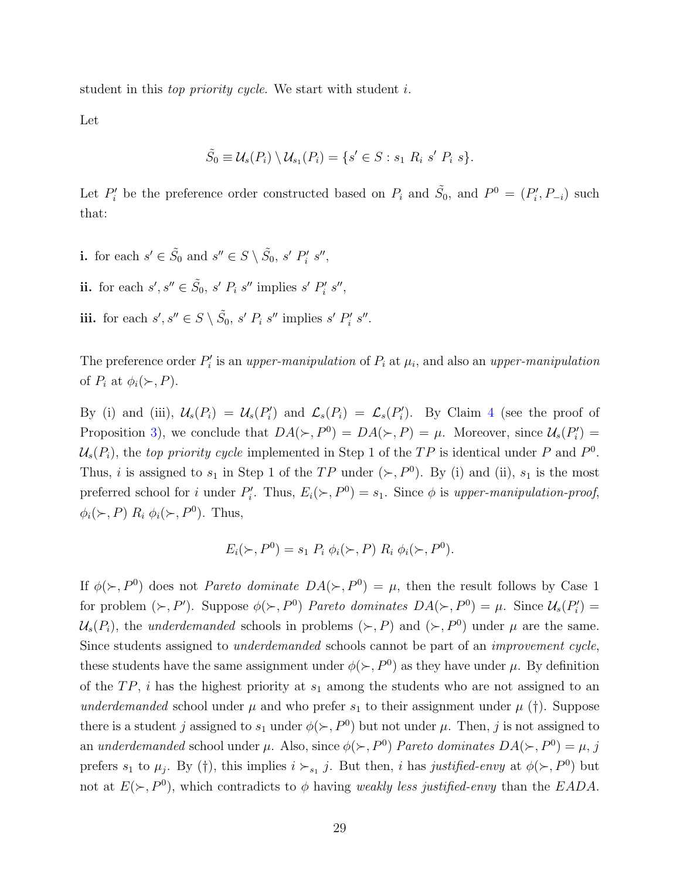student in this *top priority cycle*. We start with student $i$.

Let

$$\tilde{S}_0 \equiv \mathcal{U}_s(P_i) \setminus \mathcal{U}_{s_1}(P_i) = \{s' \in S : s_1 \; R_i \; s' \; P_i \; s\}.$$

Let $P_i'$ be the preference order constructed based on $P_i$ and $\tilde{S}_0$, and $P^0 = (P_i', P_{-i})$ such that:

**i.** for each $s' \in \tilde{S}_0$ and $s'' \in S \setminus \tilde{S}_0$, $s' \; P_i' \; s''$,

**ii.** for each $s', s'' \in \tilde{S}_0$, $s' \; P_i \; s''$ implies $s' \; P_i' \; s''$,

**iii.** for each $s', s'' \in S \setminus \tilde{S}_0$, $s' \; P_i \; s''$ implies $s' \; P_i' \; s''$.

The preference order $P_i'$ is an *upper-manipulation* of $P_i$ at $\mu_i$, and also an *upper-manipulation* of $P_i$ at $\phi_i(\succ, P)$.

By (i) and (iii), $\mathcal{U}_s(P_i) = \mathcal{U}_s(P_i')$ and $\mathcal{L}_s(P_i) = \mathcal{L}_s(P_i')$. By Claim 4 (see the proof of Proposition 3), we conclude that $DA(\succ, P^0) = DA(\succ, P) = \mu$. Moreover, since $\mathcal{U}_s(P_i') = \mathcal{U}_s(P_i)$, the *top priority cycle* implemented in Step 1 of the $TP$ is identical under $P$ and $P^0$. Thus, $i$ is assigned to $s_1$ in Step 1 of the $TP$ under $(\succ, P^0)$. By (i) and (ii), $s_1$ is the most preferred school for $i$ under $P_i'$. Thus, $E_i(\succ, P^0) = s_1$. Since $\phi$ is *upper-manipulation-proof*, $\phi_i(\succ, P) \; R_i \; \phi_i(\succ, P^0)$. Thus,

$$E_i(\succ, P^0) = s_1 \; P_i \; \phi_i(\succ, P) \; R_i \; \phi_i(\succ, P^0).$$

If $\phi(\succ, P^0)$ does not *Pareto dominate* $DA(\succ, P^0) = \mu$, then the result follows by Case 1 for problem $(\succ, P')$. Suppose $\phi(\succ, P^0)$ *Pareto dominates* $DA(\succ, P^0) = \mu$. Since $\mathcal{U}_s(P_i') = \mathcal{U}_s(P_i)$, the *underdemanded* schools in problems $(\succ, P)$ and $(\succ, P^0)$ under $\mu$ are the same. Since students assigned to *underdemanded* schools cannot be part of an *improvement cycle*, these students have the same assignment under $\phi(\succ, P^0)$ as they have under $\mu$. By definition of the $TP$, $i$ has the highest priority at $s_1$ among the students who are not assigned to an *underdemanded* school under $\mu$ and who prefer $s_1$ to their assignment under $\mu$ (†). Suppose there is a student $j$ assigned to $s_1$ under $\phi(\succ, P^0)$ but not under $\mu$. Then, $j$ is not assigned to an *underdemanded* school under $\mu$. Also, since $\phi(\succ, P^0)$ *Pareto dominates* $DA(\succ, P^0) = \mu$, $j$ prefers $s_1$ to $\mu_j$. By (†), this implies $i \succ_{s_1} j$. But then, $i$ has *justified-envy* at $\phi(\succ, P^0)$ but not at $E(\succ, P^0)$, which contradicts to $\phi$ having *weakly less justified-envy* than the $EADA$.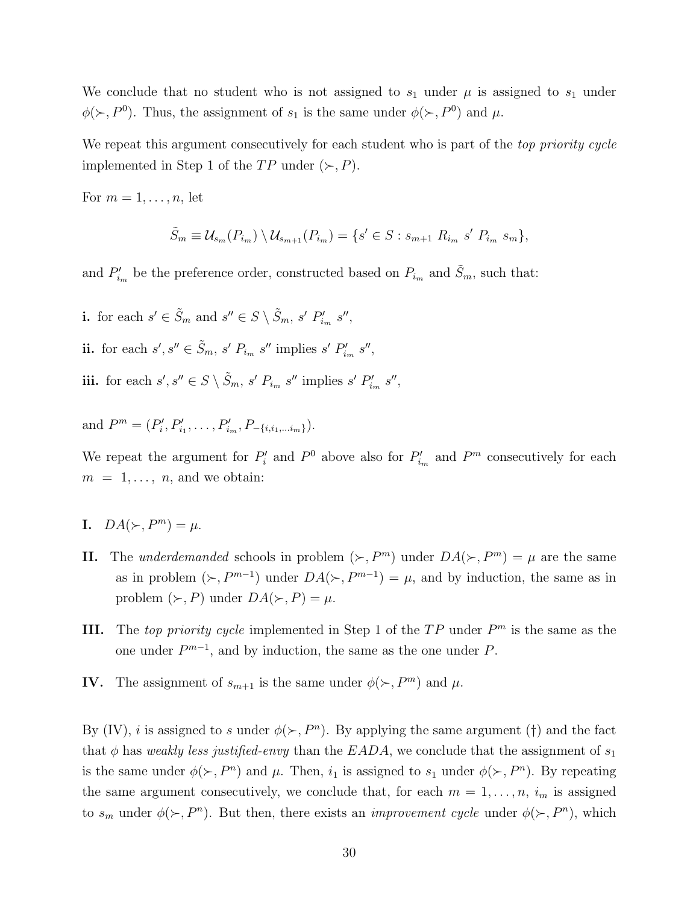We conclude that no student who is not assigned to $s_1$ under $\mu$ is assigned to $s_1$ under $\phi(\succ, P^0)$. Thus, the assignment of $s_1$ is the same under $\phi(\succ, P^0)$ and $\mu$.

We repeat this argument consecutively for each student who is part of the *top priority cycle* implemented in Step 1 of the $TP$ under $(\succ, P)$.

For $m = 1, \ldots, n$, let

$$\tilde{S}_m \equiv \mathcal{U}_{s_m}(P_{i_m}) \setminus \mathcal{U}_{s_{m+1}}(P_{i_m}) = \{s' \in S : s_{m+1} \; R_{i_m} \; s' \; P_{i_m} \; s_m\},$$

and $P'_{i_m}$ be the preference order, constructed based on $P_{i_m}$ and $\tilde{S}_m$, such that:

**i.** for each $s' \in \tilde{S}_m$ and $s'' \in S \setminus \tilde{S}_m$, $s' \; P'_{i_m} \; s''$,

**ii.** for each $s', s'' \in \tilde{S}_m$, $s' \; P_{i_m} \; s''$ implies $s' \; P'_{i_m} \; s''$,

**iii.** for each $s', s'' \in S \setminus \tilde{S}_m$, $s' \; P_{i_m} \; s''$ implies $s' \; P'_{i_m} \; s''$,

and $P^m = (P'_i, P'_{i_1}, \ldots, P'_{i_m}, P_{-\{i, i_1, \ldots i_m\}})$.

We repeat the argument for $P'_i$ and $P^0$ above also for $P'_{i_m}$ and $P^m$ consecutively for each $m = 1, \ldots, n$, and we obtain:

**I.** $DA(\succ, P^m) = \mu$.

**II.** The *underdemanded* schools in problem $(\succ, P^m)$ under $DA(\succ, P^m) = \mu$ are the same as in problem $(\succ, P^{m-1})$ under $DA(\succ, P^{m-1}) = \mu$, and by induction, the same as in problem $(\succ, P)$ under $DA(\succ, P) = \mu$.

**III.** The *top priority cycle* implemented in Step 1 of the $TP$ under $P^m$ is the same as the one under $P^{m-1}$, and by induction, the same as the one under $P$.

**IV.** The assignment of $s_{m+1}$ is the same under $\phi(\succ, P^m)$ and $\mu$.

By (IV), $i$ is assigned to $s$ under $\phi(\succ, P^n)$. By applying the same argument (†) and the fact that $\phi$ has *weakly less justified-envy* than the $EADA$, we conclude that the assignment of $s_1$ is the same under $\phi(\succ, P^n)$ and $\mu$. Then, $i_1$ is assigned to $s_1$ under $\phi(\succ, P^n)$. By repeating the same argument consecutively, we conclude that, for each $m = 1, \ldots, n$, $i_m$ is assigned to $s_m$ under $\phi(\succ, P^n)$. But then, there exists an *improvement cycle* under $\phi(\succ, P^n)$, which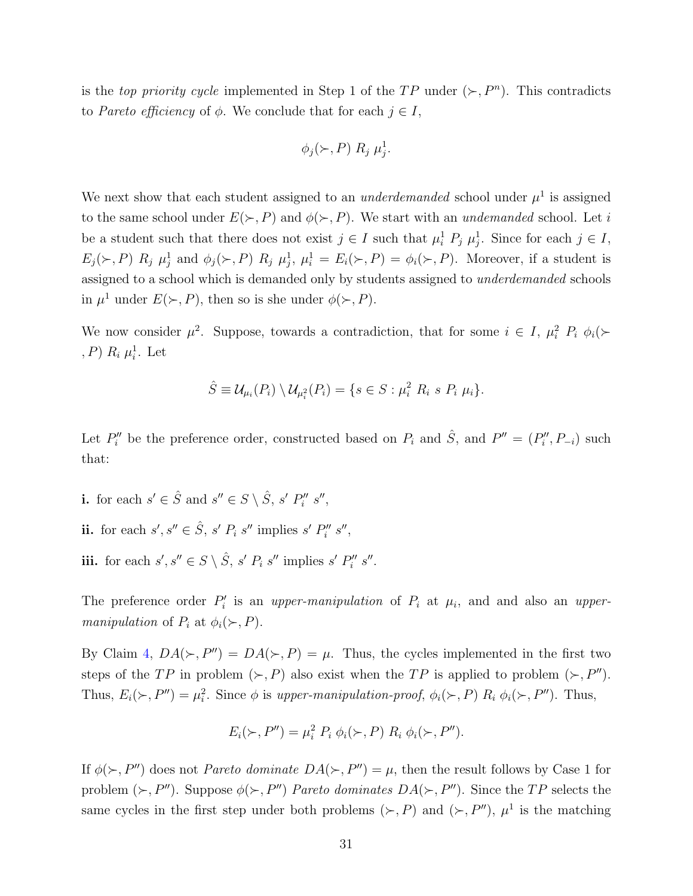is the *top priority cycle* implemented in Step 1 of the $TP$ under $(\succ, P^n)$. This contradicts to *Pareto efficiency* of $\phi$. We conclude that for each $j \in I$,

$$\phi_j(\succ, P) \; R_j \; \mu_j^1.$$

We next show that each student assigned to an *underdemanded* school under $\mu^1$ is assigned to the same school under $E(\succ, P)$ and $\phi(\succ, P)$. We start with an *undemanded* school. Let $i$ be a student such that there does not exist $j \in I$ such that $\mu_i^1 \; P_j \; \mu_j^1$. Since for each $j \in I$, $E_j(\succ, P) \; R_j \; \mu_j^1$ and $\phi_j(\succ, P) \; R_j \; \mu_j^1$, $\mu_i^1 = E_i(\succ, P) = \phi_i(\succ, P)$. Moreover, if a student is assigned to a school which is demanded only by students assigned to *underdemanded* schools in $\mu^1$ under $E(\succ, P)$, then so is she under $\phi(\succ, P)$.

We now consider $\mu^2$. Suppose, towards a contradiction, that for some $i \in I$, $\mu_i^2 \; P_i \; \phi_i(\succ, P) \; R_i \; \mu_i^1$. Let

$$\hat{S} \equiv \mathcal{U}_{\mu_i}(P_i) \setminus \mathcal{U}_{\mu_i^2}(P_i) = \{s \in S : \mu_i^2 \; R_i \; s \; P_i \; \mu_i\}.$$

Let $P_i''$ be the preference order, constructed based on $P_i$ and $\hat{S}$, and $P'' = (P_i'', P_{-i})$ such that:

**i.** for each $s' \in \hat{S}$ and $s'' \in S \setminus \hat{S}$, $s' \; P_i'' \; s''$,

**ii.** for each $s', s'' \in \hat{S}$, $s' \; P_i \; s''$ implies $s' \; P_i'' \; s''$,

**iii.** for each $s', s'' \in S \setminus \hat{S}$, $s' \; P_i \; s''$ implies $s' \; P_i'' \; s''$.

The preference order $P_i'$ is an *upper-manipulation* of $P_i$ at $\mu_i$, and and also an *upper-manipulation* of $P_i$ at $\phi_i(\succ, P)$.

By Claim 4, $DA(\succ, P'') = DA(\succ, P) = \mu$. Thus, the cycles implemented in the first two steps of the $TP$ in problem $(\succ, P)$ also exist when the $TP$ is applied to problem $(\succ, P'')$. Thus, $E_i(\succ, P'') = \mu_i^2$. Since $\phi$ is *upper-manipulation-proof*, $\phi_i(\succ, P) \; R_i \; \phi_i(\succ, P'')$. Thus,

$$E_i(\succ, P'') = \mu_i^2 \; P_i \; \phi_i(\succ, P) \; R_i \; \phi_i(\succ, P'').$$

If $\phi(\succ, P'')$ does not *Pareto dominate* $DA(\succ, P'') = \mu$, then the result follows by Case 1 for problem $(\succ, P'')$. Suppose $\phi(\succ, P'')$ *Pareto dominates* $DA(\succ, P'')$. Since the $TP$ selects the same cycles in the first step under both problems $(\succ, P)$ and $(\succ, P'')$, $\mu^1$ is the matching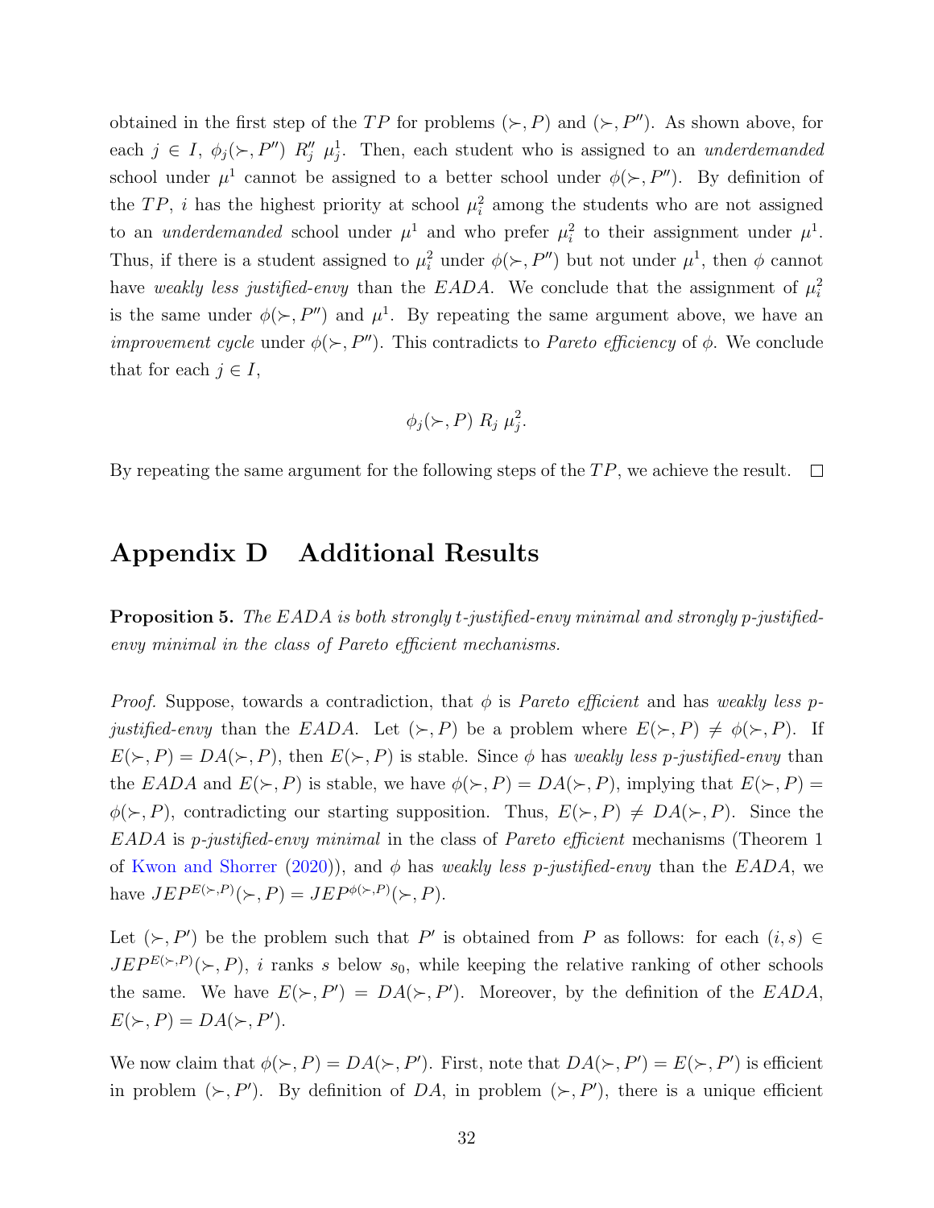obtained in the first step of the $TP$ for problems $(\succ, P)$ and $(\succ, P'')$. As shown above, for each $j \in I$, $\phi_j(\succ, P'')\ R''_j\ \mu^1_j$. Then, each student who is assigned to an *underdemanded* school under $\mu^1$ cannot be assigned to a better school under $\phi(\succ, P'')$. By definition of the $TP$, $i$ has the highest priority at school $\mu^2_i$ among the students who are not assigned to an *underdemanded* school under $\mu^1$ and who prefer $\mu^2_i$ to their assignment under $\mu^1$. Thus, if there is a student assigned to $\mu^2_i$ under $\phi(\succ, P'')$ but not under $\mu^1$, then $\phi$ cannot have *weakly less justified-envy* than the $EADA$. We conclude that the assignment of $\mu^2_i$ is the same under $\phi(\succ, P'')$ and $\mu^1$. By repeating the same argument above, we have an *improvement cycle* under $\phi(\succ, P'')$. This contradicts to *Pareto efficiency* of $\phi$. We conclude that for each $j \in I$,

$$\phi_j(\succ, P)\ R_j\ \mu^2_j.$$

By repeating the same argument for the following steps of the $TP$, we achieve the result. □

# Appendix D Additional Results

**Proposition 5.** *The EADA is both strongly t-justified-envy minimal and strongly p-justified-envy minimal in the class of Pareto efficient mechanisms.*

*Proof.* Suppose, towards a contradiction, that $\phi$ is *Pareto efficient* and has *weakly less p-justified-envy* than the $EADA$. Let $(\succ, P)$ be a problem where $E(\succ, P) \neq \phi(\succ, P)$. If $E(\succ, P) = DA(\succ, P)$, then $E(\succ, P)$ is stable. Since $\phi$ has *weakly less p-justified-envy* than the $EADA$ and $E(\succ, P)$ is stable, we have $\phi(\succ, P) = DA(\succ, P)$, implying that $E(\succ, P) = \phi(\succ, P)$, contradicting our starting supposition. Thus, $E(\succ, P) \neq DA(\succ, P)$. Since the $EADA$ is *p-justified-envy minimal* in the class of *Pareto efficient* mechanisms (Theorem 1 of Kwon and Shorrer (2020)), and $\phi$ has *weakly less p-justified-envy* than the $EADA$, we have $JEP^{E(\succ,P)}(\succ, P) = JEP^{\phi(\succ,P)}(\succ, P)$.

Let $(\succ, P')$ be the problem such that $P'$ is obtained from $P$ as follows: for each $(i, s) \in JEP^{E(\succ,P)}(\succ, P)$, $i$ ranks $s$ below $s_0$, while keeping the relative ranking of other schools the same. We have $E(\succ, P') = DA(\succ, P')$. Moreover, by the definition of the $EADA$, $E(\succ, P) = DA(\succ, P')$.

We now claim that $\phi(\succ, P) = DA(\succ, P')$. First, note that $DA(\succ, P') = E(\succ, P')$ is efficient in problem $(\succ, P')$. By definition of $DA$, in problem $(\succ, P')$, there is a unique efficient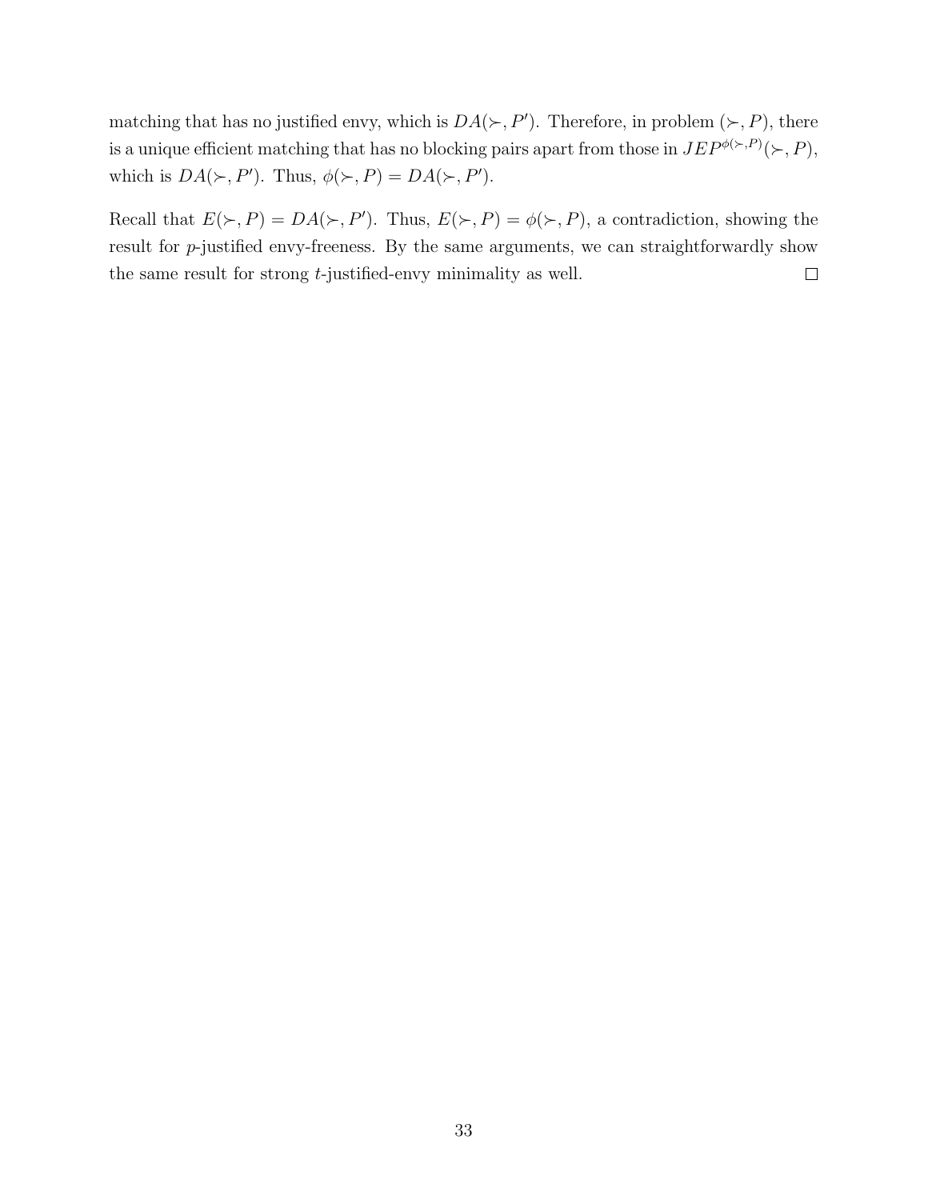matching that has no justified envy, which is $DA(\succ, P')$. Therefore, in problem $(\succ, P)$, there is a unique efficient matching that has no blocking pairs apart from those in $JEP^{\phi(\succ,P)}(\succ, P)$, which is $DA(\succ, P')$. Thus, $\phi(\succ, P) = DA(\succ, P')$.

Recall that $E(\succ, P) = DA(\succ, P')$. Thus, $E(\succ, P) = \phi(\succ, P)$, a contradiction, showing the result for $p$-justified envy-freeness. By the same arguments, we can straightforwardly show the same result for strong $t$-justified-envy minimality as well. □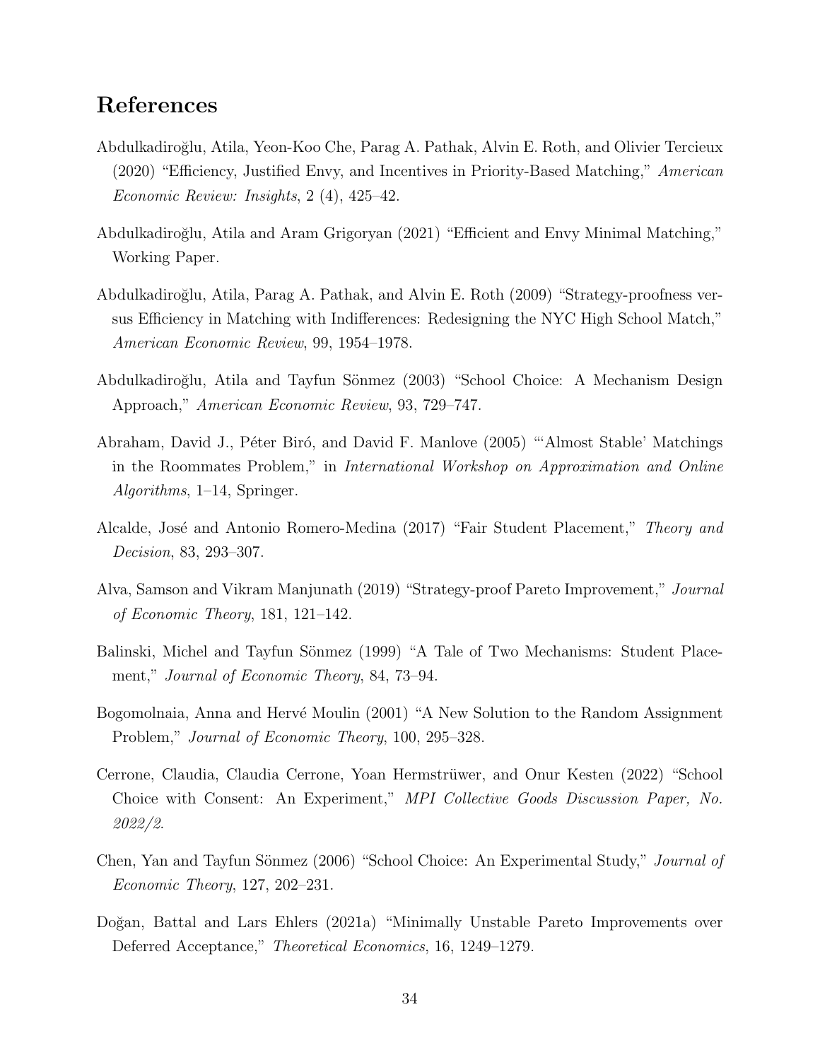## References

Abdulkadiroğlu, Atila, Yeon-Koo Che, Parag A. Pathak, Alvin E. Roth, and Olivier Tercieux (2020) "Efficiency, Justified Envy, and Incentives in Priority-Based Matching," *American Economic Review: Insights*, 2 (4), 425–42.

Abdulkadiroğlu, Atila and Aram Grigoryan (2021) "Efficient and Envy Minimal Matching," Working Paper.

Abdulkadiroğlu, Atila, Parag A. Pathak, and Alvin E. Roth (2009) "Strategy-proofness versus Efficiency in Matching with Indifferences: Redesigning the NYC High School Match," *American Economic Review*, 99, 1954–1978.

Abdulkadiroğlu, Atila and Tayfun Sönmez (2003) "School Choice: A Mechanism Design Approach," *American Economic Review*, 93, 729–747.

Abraham, David J., Péter Biró, and David F. Manlove (2005) "'Almost Stable' Matchings in the Roommates Problem," in *International Workshop on Approximation and Online Algorithms*, 1–14, Springer.

Alcalde, José and Antonio Romero-Medina (2017) "Fair Student Placement," *Theory and Decision*, 83, 293–307.

Alva, Samson and Vikram Manjunath (2019) "Strategy-proof Pareto Improvement," *Journal of Economic Theory*, 181, 121–142.

Balinski, Michel and Tayfun Sönmez (1999) "A Tale of Two Mechanisms: Student Placement," *Journal of Economic Theory*, 84, 73–94.

Bogomolnaia, Anna and Hervé Moulin (2001) "A New Solution to the Random Assignment Problem," *Journal of Economic Theory*, 100, 295–328.

Cerrone, Claudia, Claudia Cerrone, Yoan Hermstrüwer, and Onur Kesten (2022) "School Choice with Consent: An Experiment," *MPI Collective Goods Discussion Paper, No. 2022/2*.

Chen, Yan and Tayfun Sönmez (2006) "School Choice: An Experimental Study," *Journal of Economic Theory*, 127, 202–231.

Doğan, Battal and Lars Ehlers (2021a) "Minimally Unstable Pareto Improvements over Deferred Acceptance," *Theoretical Economics*, 16, 1249–1279.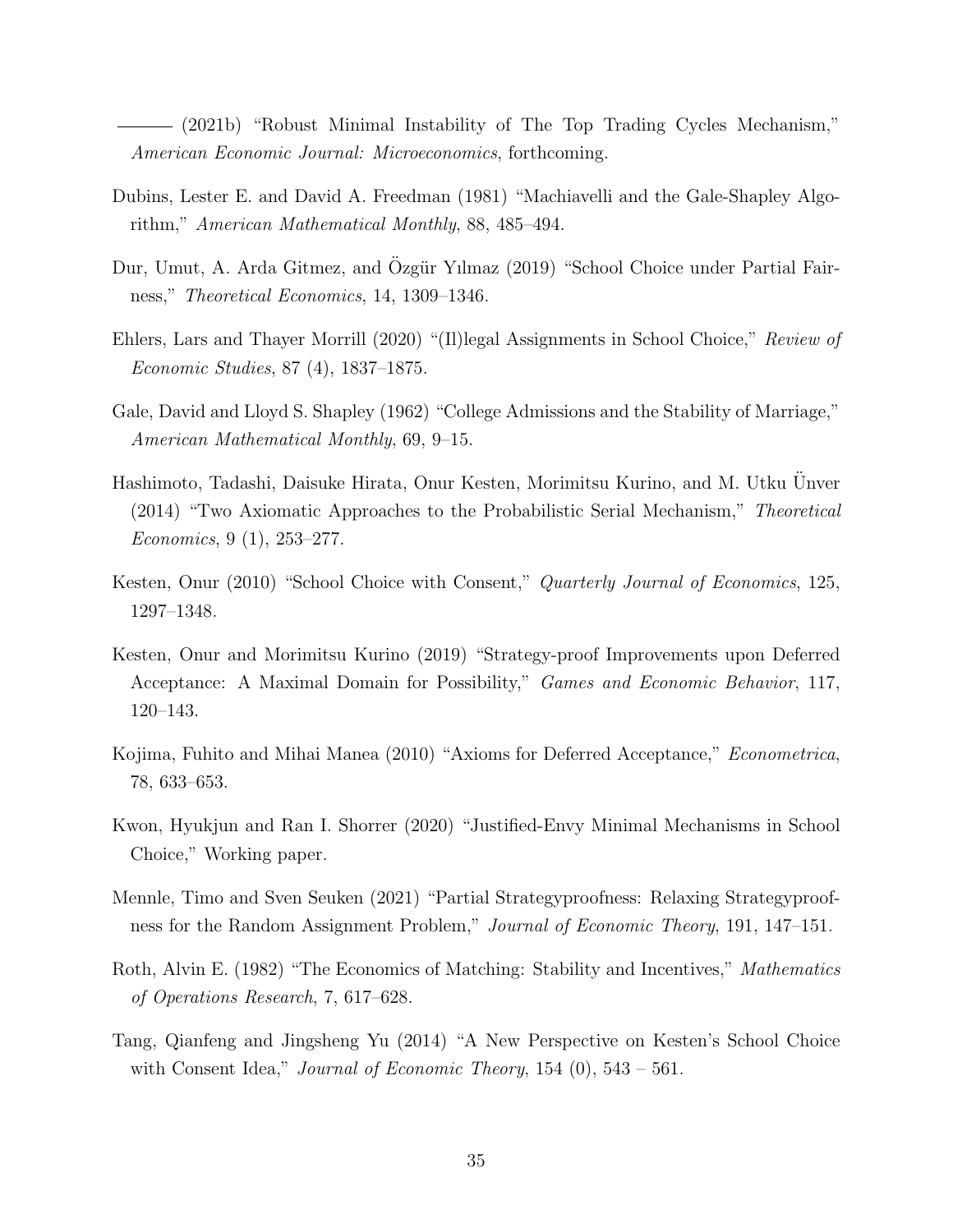——— (2021b) "Robust Minimal Instability of The Top Trading Cycles Mechanism," *American Economic Journal: Microeconomics*, forthcoming.

Dubins, Lester E. and David A. Freedman (1981) "Machiavelli and the Gale-Shapley Algorithm," *American Mathematical Monthly*, 88, 485–494.

Dur, Umut, A. Arda Gitmez, and Özgür Yılmaz (2019) "School Choice under Partial Fairness," *Theoretical Economics*, 14, 1309–1346.

Ehlers, Lars and Thayer Morrill (2020) "(Il)legal Assignments in School Choice," *Review of Economic Studies*, 87 (4), 1837–1875.

Gale, David and Lloyd S. Shapley (1962) "College Admissions and the Stability of Marriage," *American Mathematical Monthly*, 69, 9–15.

Hashimoto, Tadashi, Daisuke Hirata, Onur Kesten, Morimitsu Kurino, and M. Utku Ünver (2014) "Two Axiomatic Approaches to the Probabilistic Serial Mechanism," *Theoretical Economics*, 9 (1), 253–277.

Kesten, Onur (2010) "School Choice with Consent," *Quarterly Journal of Economics*, 125, 1297–1348.

Kesten, Onur and Morimitsu Kurino (2019) "Strategy-proof Improvements upon Deferred Acceptance: A Maximal Domain for Possibility," *Games and Economic Behavior*, 117, 120–143.

Kojima, Fuhito and Mihai Manea (2010) "Axioms for Deferred Acceptance," *Econometrica*, 78, 633–653.

Kwon, Hyukjun and Ran I. Shorrer (2020) "Justified-Envy Minimal Mechanisms in School Choice," Working paper.

Mennle, Timo and Sven Seuken (2021) "Partial Strategyproofness: Relaxing Strategyproofness for the Random Assignment Problem," *Journal of Economic Theory*, 191, 147–151.

Roth, Alvin E. (1982) "The Economics of Matching: Stability and Incentives," *Mathematics of Operations Research*, 7, 617–628.

Tang, Qianfeng and Jingsheng Yu (2014) "A New Perspective on Kesten's School Choice with Consent Idea," *Journal of Economic Theory*, 154 (0), 543 – 561.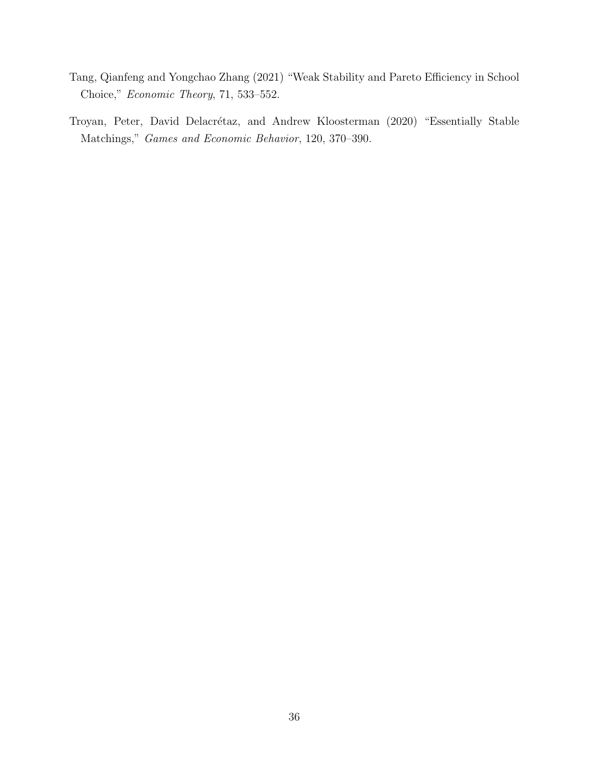Tang, Qianfeng and Yongchao Zhang (2021) "Weak Stability and Pareto Efficiency in School Choice," *Economic Theory*, 71, 533–552.

Troyan, Peter, David Delacrétaz, and Andrew Kloosterman (2020) "Essentially Stable Matchings," *Games and Economic Behavior*, 120, 370–390.